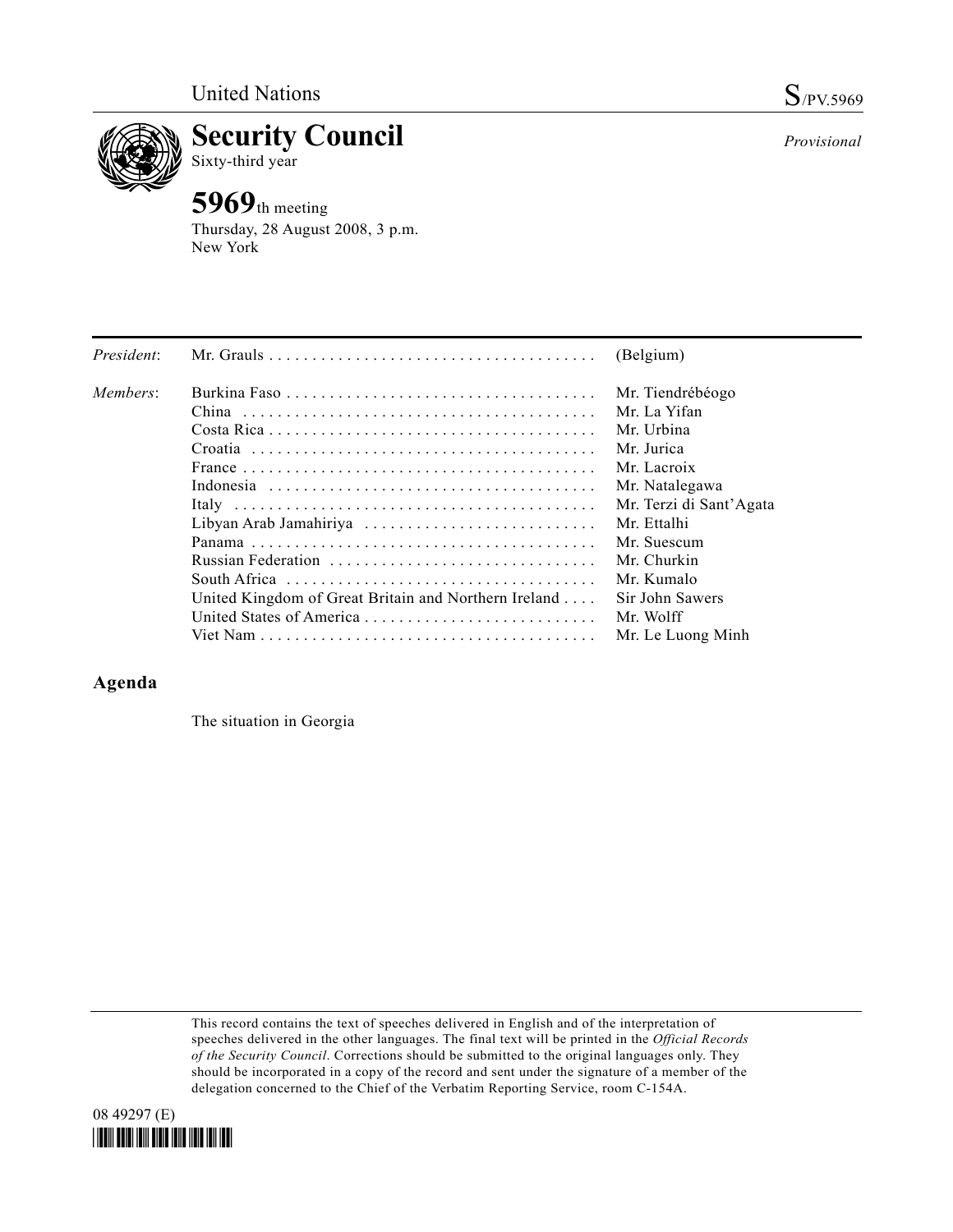United Nations S/PV.5969

# Security Council

Sixty-third year

*Provisional*

## 5969th meeting

Thursday, 28 August 2008, 3 p.m.
New York

| | | |
|---|---|---|
| *President*: | Mr. Grauls | (Belgium) |
| *Members*: | Burkina Faso | Mr. Tiendrébéogo |
| | China | Mr. La Yifan |
| | Costa Rica | Mr. Urbina |
| | Croatia | Mr. Jurica |
| | France | Mr. Lacroix |
| | Indonesia | Mr. Natalegawa |
| | Italy | Mr. Terzi di Sant'Agata |
| | Libyan Arab Jamahiriya | Mr. Ettalhi |
| | Panama | Mr. Suescum |
| | Russian Federation | Mr. Churkin |
| | South Africa | Mr. Kumalo |
| | United Kingdom of Great Britain and Northern Ireland | Sir John Sawers |
| | United States of America | Mr. Wolff |
| | Viet Nam | Mr. Le Luong Minh |

## Agenda

The situation in Georgia

This record contains the text of speeches delivered in English and of the interpretation of speeches delivered in the other languages. The final text will be printed in the *Official Records of the Security Council*. Corrections should be submitted to the original languages only. They should be incorporated in a copy of the record and sent under the signature of a member of the delegation concerned to the Chief of the Verbatim Reporting Service, room C-154A.

08 49297 (E)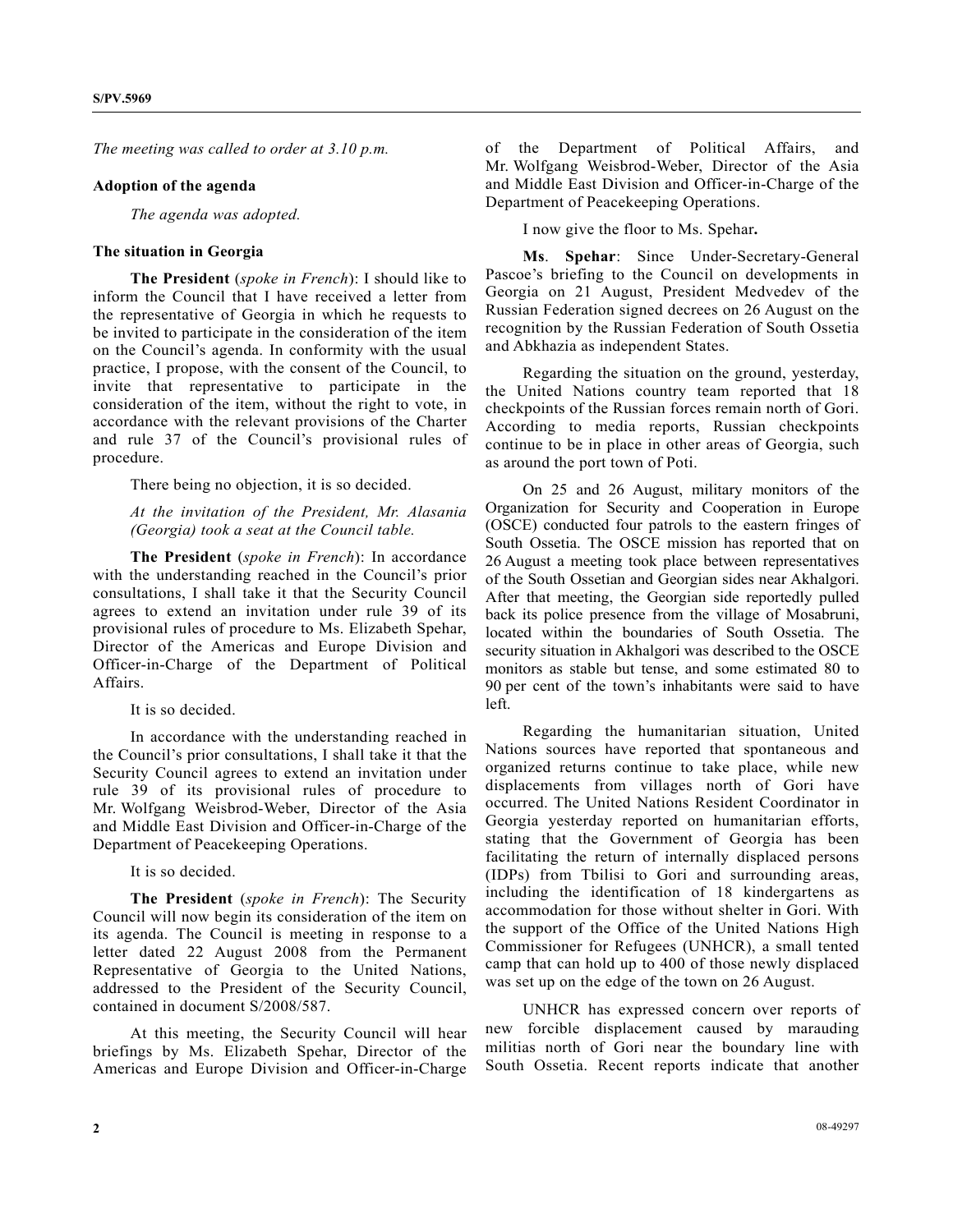*The meeting was called to order at 3.10 p.m.*

**Adoption of the agenda**

*The agenda was adopted.*

**The situation in Georgia**

**The President** (*spoke in French*): I should like to inform the Council that I have received a letter from the representative of Georgia in which he requests to be invited to participate in the consideration of the item on the Council's agenda. In conformity with the usual practice, I propose, with the consent of the Council, to invite that representative to participate in the consideration of the item, without the right to vote, in accordance with the relevant provisions of the Charter and rule 37 of the Council's provisional rules of procedure.

There being no objection, it is so decided.

*At the invitation of the President, Mr. Alasania (Georgia) took a seat at the Council table.*

**The President** (*spoke in French*): In accordance with the understanding reached in the Council's prior consultations, I shall take it that the Security Council agrees to extend an invitation under rule 39 of its provisional rules of procedure to Ms. Elizabeth Spehar, Director of the Americas and Europe Division and Officer-in-Charge of the Department of Political Affairs.

It is so decided.

In accordance with the understanding reached in the Council's prior consultations, I shall take it that the Security Council agrees to extend an invitation under rule 39 of its provisional rules of procedure to Mr. Wolfgang Weisbrod-Weber, Director of the Asia and Middle East Division and Officer-in-Charge of the Department of Peacekeeping Operations.

It is so decided.

**The President** (*spoke in French*): The Security Council will now begin its consideration of the item on its agenda. The Council is meeting in response to a letter dated 22 August 2008 from the Permanent Representative of Georgia to the United Nations, addressed to the President of the Security Council, contained in document S/2008/587.

At this meeting, the Security Council will hear briefings by Ms. Elizabeth Spehar, Director of the Americas and Europe Division and Officer-in-Charge of the Department of Political Affairs, and Mr. Wolfgang Weisbrod-Weber, Director of the Asia and Middle East Division and Officer-in-Charge of the Department of Peacekeeping Operations.

I now give the floor to Ms. Spehar**.**

**Ms**. **Spehar**: Since Under-Secretary-General Pascoe's briefing to the Council on developments in Georgia on 21 August, President Medvedev of the Russian Federation signed decrees on 26 August on the recognition by the Russian Federation of South Ossetia and Abkhazia as independent States.

Regarding the situation on the ground, yesterday, the United Nations country team reported that 18 checkpoints of the Russian forces remain north of Gori. According to media reports, Russian checkpoints continue to be in place in other areas of Georgia, such as around the port town of Poti.

On 25 and 26 August, military monitors of the Organization for Security and Cooperation in Europe (OSCE) conducted four patrols to the eastern fringes of South Ossetia. The OSCE mission has reported that on 26 August a meeting took place between representatives of the South Ossetian and Georgian sides near Akhalgori. After that meeting, the Georgian side reportedly pulled back its police presence from the village of Mosabruni, located within the boundaries of South Ossetia. The security situation in Akhalgori was described to the OSCE monitors as stable but tense, and some estimated 80 to 90 per cent of the town's inhabitants were said to have left.

Regarding the humanitarian situation, United Nations sources have reported that spontaneous and organized returns continue to take place, while new displacements from villages north of Gori have occurred. The United Nations Resident Coordinator in Georgia yesterday reported on humanitarian efforts, stating that the Government of Georgia has been facilitating the return of internally displaced persons (IDPs) from Tbilisi to Gori and surrounding areas, including the identification of 18 kindergartens as accommodation for those without shelter in Gori. With the support of the Office of the United Nations High Commissioner for Refugees (UNHCR), a small tented camp that can hold up to 400 of those newly displaced was set up on the edge of the town on 26 August.

UNHCR has expressed concern over reports of new forcible displacement caused by marauding militias north of Gori near the boundary line with South Ossetia. Recent reports indicate that another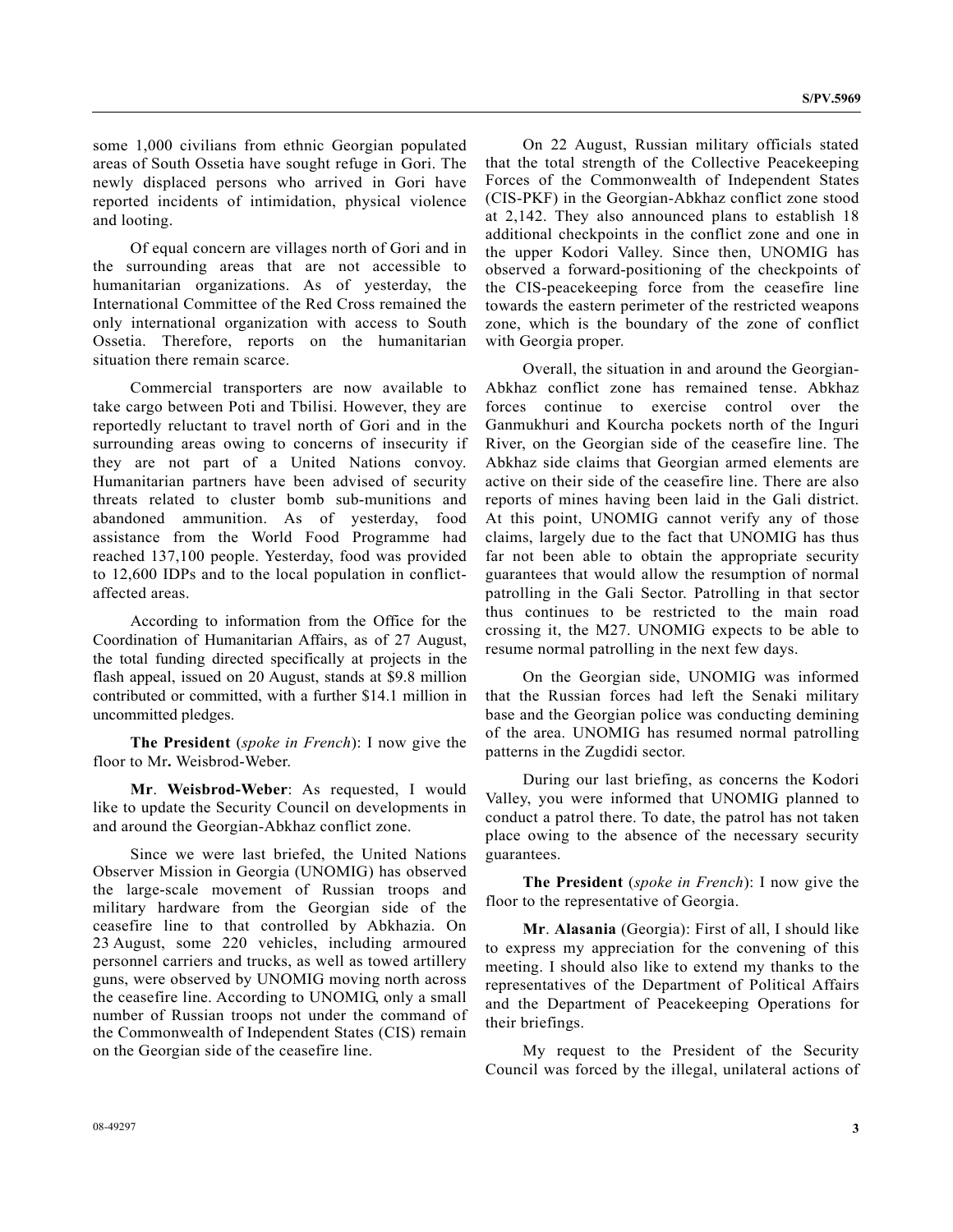some 1,000 civilians from ethnic Georgian populated areas of South Ossetia have sought refuge in Gori. The newly displaced persons who arrived in Gori have reported incidents of intimidation, physical violence and looting.

Of equal concern are villages north of Gori and in the surrounding areas that are not accessible to humanitarian organizations. As of yesterday, the International Committee of the Red Cross remained the only international organization with access to South Ossetia. Therefore, reports on the humanitarian situation there remain scarce.

Commercial transporters are now available to take cargo between Poti and Tbilisi. However, they are reportedly reluctant to travel north of Gori and in the surrounding areas owing to concerns of insecurity if they are not part of a United Nations convoy. Humanitarian partners have been advised of security threats related to cluster bomb sub-munitions and abandoned ammunition. As of yesterday, food assistance from the World Food Programme had reached 137,100 people. Yesterday, food was provided to 12,600 IDPs and to the local population in conflict-affected areas.

According to information from the Office for the Coordination of Humanitarian Affairs, as of 27 August, the total funding directed specifically at projects in the flash appeal, issued on 20 August, stands at $9.8 million contributed or committed, with a further $14.1 million in uncommitted pledges.

**The President** (*spoke in French*): I now give the floor to Mr**.** Weisbrod-Weber.

**Mr**. **Weisbrod-Weber**: As requested, I would like to update the Security Council on developments in and around the Georgian-Abkhaz conflict zone.

Since we were last briefed, the United Nations Observer Mission in Georgia (UNOMIG) has observed the large-scale movement of Russian troops and military hardware from the Georgian side of the ceasefire line to that controlled by Abkhazia. On 23 August, some 220 vehicles, including armoured personnel carriers and trucks, as well as towed artillery guns, were observed by UNOMIG moving north across the ceasefire line. According to UNOMIG, only a small number of Russian troops not under the command of the Commonwealth of Independent States (CIS) remain on the Georgian side of the ceasefire line.

On 22 August, Russian military officials stated that the total strength of the Collective Peacekeeping Forces of the Commonwealth of Independent States (CIS-PKF) in the Georgian-Abkhaz conflict zone stood at 2,142. They also announced plans to establish 18 additional checkpoints in the conflict zone and one in the upper Kodori Valley. Since then, UNOMIG has observed a forward-positioning of the checkpoints of the CIS-peacekeeping force from the ceasefire line towards the eastern perimeter of the restricted weapons zone, which is the boundary of the zone of conflict with Georgia proper.

Overall, the situation in and around the Georgian-Abkhaz conflict zone has remained tense. Abkhaz forces continue to exercise control over the Ganmukhuri and Kourcha pockets north of the Inguri River, on the Georgian side of the ceasefire line. The Abkhaz side claims that Georgian armed elements are active on their side of the ceasefire line. There are also reports of mines having been laid in the Gali district. At this point, UNOMIG cannot verify any of those claims, largely due to the fact that UNOMIG has thus far not been able to obtain the appropriate security guarantees that would allow the resumption of normal patrolling in the Gali Sector. Patrolling in that sector thus continues to be restricted to the main road crossing it, the M27. UNOMIG expects to be able to resume normal patrolling in the next few days.

On the Georgian side, UNOMIG was informed that the Russian forces had left the Senaki military base and the Georgian police was conducting demining of the area. UNOMIG has resumed normal patrolling patterns in the Zugdidi sector.

During our last briefing, as concerns the Kodori Valley, you were informed that UNOMIG planned to conduct a patrol there. To date, the patrol has not taken place owing to the absence of the necessary security guarantees.

**The President** (*spoke in French*): I now give the floor to the representative of Georgia.

**Mr**. **Alasania** (Georgia): First of all, I should like to express my appreciation for the convening of this meeting. I should also like to extend my thanks to the representatives of the Department of Political Affairs and the Department of Peacekeeping Operations for their briefings.

My request to the President of the Security Council was forced by the illegal, unilateral actions of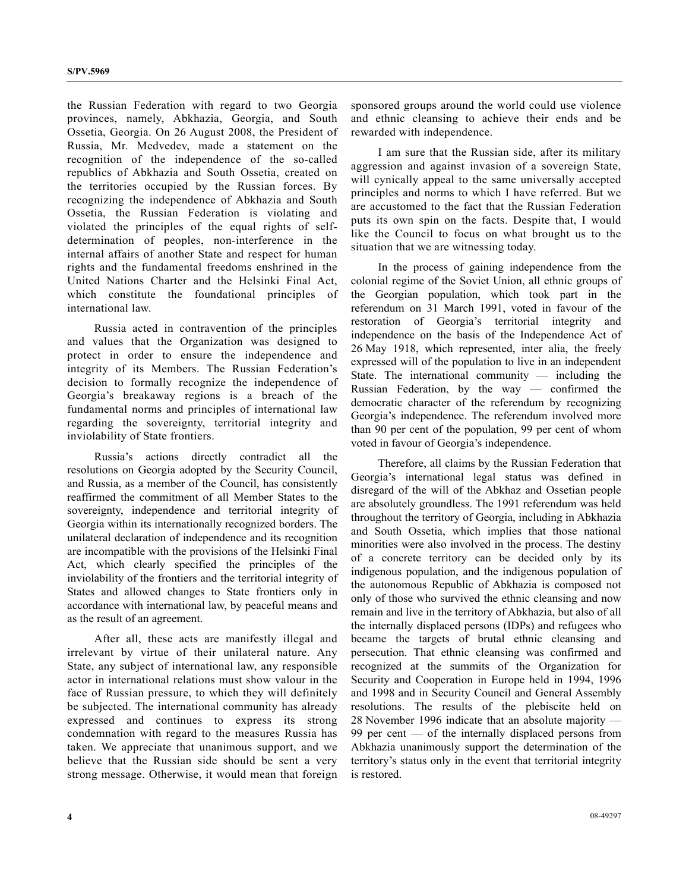the Russian Federation with regard to two Georgia provinces, namely, Abkhazia, Georgia, and South Ossetia, Georgia. On 26 August 2008, the President of Russia, Mr. Medvedev, made a statement on the recognition of the independence of the so-called republics of Abkhazia and South Ossetia, created on the territories occupied by the Russian forces. By recognizing the independence of Abkhazia and South Ossetia, the Russian Federation is violating and violated the principles of the equal rights of self-determination of peoples, non-interference in the internal affairs of another State and respect for human rights and the fundamental freedoms enshrined in the United Nations Charter and the Helsinki Final Act, which constitute the foundational principles of international law.

Russia acted in contravention of the principles and values that the Organization was designed to protect in order to ensure the independence and integrity of its Members. The Russian Federation's decision to formally recognize the independence of Georgia's breakaway regions is a breach of the fundamental norms and principles of international law regarding the sovereignty, territorial integrity and inviolability of State frontiers.

Russia's actions directly contradict all the resolutions on Georgia adopted by the Security Council, and Russia, as a member of the Council, has consistently reaffirmed the commitment of all Member States to the sovereignty, independence and territorial integrity of Georgia within its internationally recognized borders. The unilateral declaration of independence and its recognition are incompatible with the provisions of the Helsinki Final Act, which clearly specified the principles of the inviolability of the frontiers and the territorial integrity of States and allowed changes to State frontiers only in accordance with international law, by peaceful means and as the result of an agreement.

After all, these acts are manifestly illegal and irrelevant by virtue of their unilateral nature. Any State, any subject of international law, any responsible actor in international relations must show valour in the face of Russian pressure, to which they will definitely be subjected. The international community has already expressed and continues to express its strong condemnation with regard to the measures Russia has taken. We appreciate that unanimous support, and we believe that the Russian side should be sent a very strong message. Otherwise, it would mean that foreign sponsored groups around the world could use violence and ethnic cleansing to achieve their ends and be rewarded with independence.

I am sure that the Russian side, after its military aggression and against invasion of a sovereign State, will cynically appeal to the same universally accepted principles and norms to which I have referred. But we are accustomed to the fact that the Russian Federation puts its own spin on the facts. Despite that, I would like the Council to focus on what brought us to the situation that we are witnessing today.

In the process of gaining independence from the colonial regime of the Soviet Union, all ethnic groups of the Georgian population, which took part in the referendum on 31 March 1991, voted in favour of the restoration of Georgia's territorial integrity and independence on the basis of the Independence Act of 26 May 1918, which represented, inter alia, the freely expressed will of the population to live in an independent State. The international community — including the Russian Federation, by the way — confirmed the democratic character of the referendum by recognizing Georgia's independence. The referendum involved more than 90 per cent of the population, 99 per cent of whom voted in favour of Georgia's independence.

Therefore, all claims by the Russian Federation that Georgia's international legal status was defined in disregard of the will of the Abkhaz and Ossetian people are absolutely groundless. The 1991 referendum was held throughout the territory of Georgia, including in Abkhazia and South Ossetia, which implies that those national minorities were also involved in the process. The destiny of a concrete territory can be decided only by its indigenous population, and the indigenous population of the autonomous Republic of Abkhazia is composed not only of those who survived the ethnic cleansing and now remain and live in the territory of Abkhazia, but also of all the internally displaced persons (IDPs) and refugees who became the targets of brutal ethnic cleansing and persecution. That ethnic cleansing was confirmed and recognized at the summits of the Organization for Security and Cooperation in Europe held in 1994, 1996 and 1998 and in Security Council and General Assembly resolutions. The results of the plebiscite held on 28 November 1996 indicate that an absolute majority — 99 per cent — of the internally displaced persons from Abkhazia unanimously support the determination of the territory's status only in the event that territorial integrity is restored.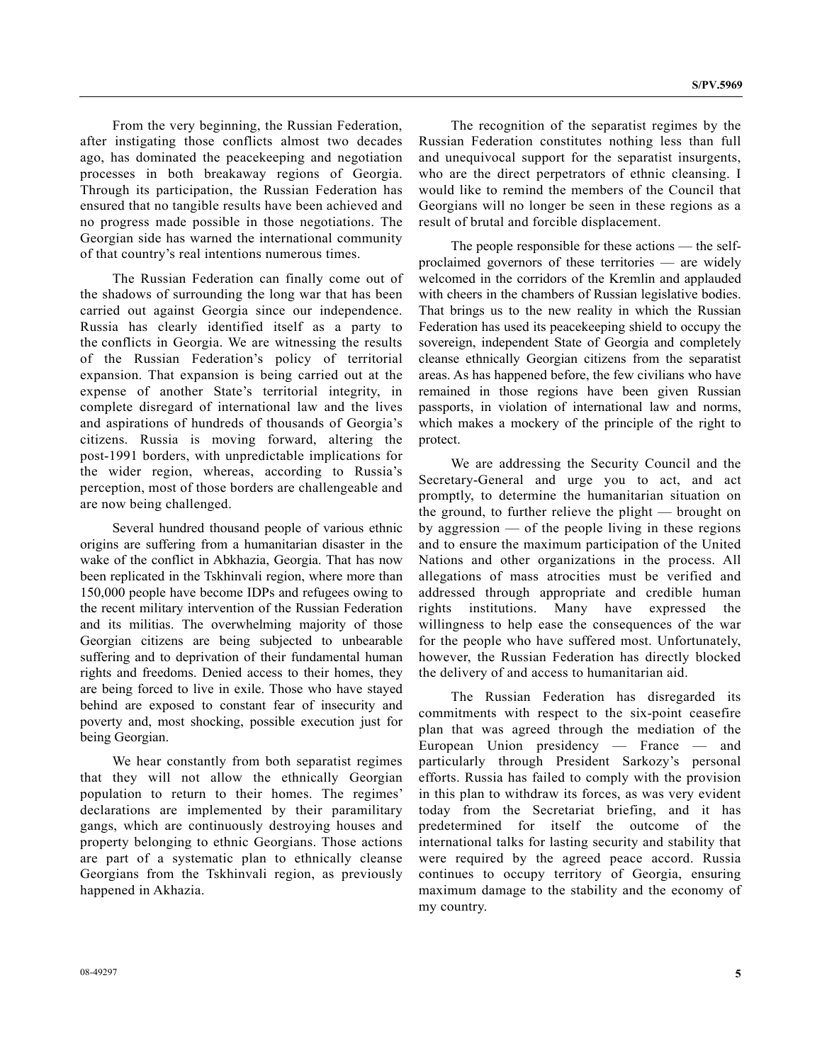From the very beginning, the Russian Federation, after instigating those conflicts almost two decades ago, has dominated the peacekeeping and negotiation processes in both breakaway regions of Georgia. Through its participation, the Russian Federation has ensured that no tangible results have been achieved and no progress made possible in those negotiations. The Georgian side has warned the international community of that country's real intentions numerous times.

The Russian Federation can finally come out of the shadows of surrounding the long war that has been carried out against Georgia since our independence. Russia has clearly identified itself as a party to the conflicts in Georgia. We are witnessing the results of the Russian Federation's policy of territorial expansion. That expansion is being carried out at the expense of another State's territorial integrity, in complete disregard of international law and the lives and aspirations of hundreds of thousands of Georgia's citizens. Russia is moving forward, altering the post-1991 borders, with unpredictable implications for the wider region, whereas, according to Russia's perception, most of those borders are challengeable and are now being challenged.

Several hundred thousand people of various ethnic origins are suffering from a humanitarian disaster in the wake of the conflict in Abkhazia, Georgia. That has now been replicated in the Tskhinvali region, where more than 150,000 people have become IDPs and refugees owing to the recent military intervention of the Russian Federation and its militias. The overwhelming majority of those Georgian citizens are being subjected to unbearable suffering and to deprivation of their fundamental human rights and freedoms. Denied access to their homes, they are being forced to live in exile. Those who have stayed behind are exposed to constant fear of insecurity and poverty and, most shocking, possible execution just for being Georgian.

We hear constantly from both separatist regimes that they will not allow the ethnically Georgian population to return to their homes. The regimes' declarations are implemented by their paramilitary gangs, which are continuously destroying houses and property belonging to ethnic Georgians. Those actions are part of a systematic plan to ethnically cleanse Georgians from the Tskhinvali region, as previously happened in Akhazia.

The recognition of the separatist regimes by the Russian Federation constitutes nothing less than full and unequivocal support for the separatist insurgents, who are the direct perpetrators of ethnic cleansing. I would like to remind the members of the Council that Georgians will no longer be seen in these regions as a result of brutal and forcible displacement.

The people responsible for these actions — the self-proclaimed governors of these territories — are widely welcomed in the corridors of the Kremlin and applauded with cheers in the chambers of Russian legislative bodies. That brings us to the new reality in which the Russian Federation has used its peacekeeping shield to occupy the sovereign, independent State of Georgia and completely cleanse ethnically Georgian citizens from the separatist areas. As has happened before, the few civilians who have remained in those regions have been given Russian passports, in violation of international law and norms, which makes a mockery of the principle of the right to protect.

We are addressing the Security Council and the Secretary-General and urge you to act, and act promptly, to determine the humanitarian situation on the ground, to further relieve the plight — brought on by aggression — of the people living in these regions and to ensure the maximum participation of the United Nations and other organizations in the process. All allegations of mass atrocities must be verified and addressed through appropriate and credible human rights institutions. Many have expressed the willingness to help ease the consequences of the war for the people who have suffered most. Unfortunately, however, the Russian Federation has directly blocked the delivery of and access to humanitarian aid.

The Russian Federation has disregarded its commitments with respect to the six-point ceasefire plan that was agreed through the mediation of the European Union presidency — France — and particularly through President Sarkozy's personal efforts. Russia has failed to comply with the provision in this plan to withdraw its forces, as was very evident today from the Secretariat briefing, and it has predetermined for itself the outcome of the international talks for lasting security and stability that were required by the agreed peace accord. Russia continues to occupy territory of Georgia, ensuring maximum damage to the stability and the economy of my country.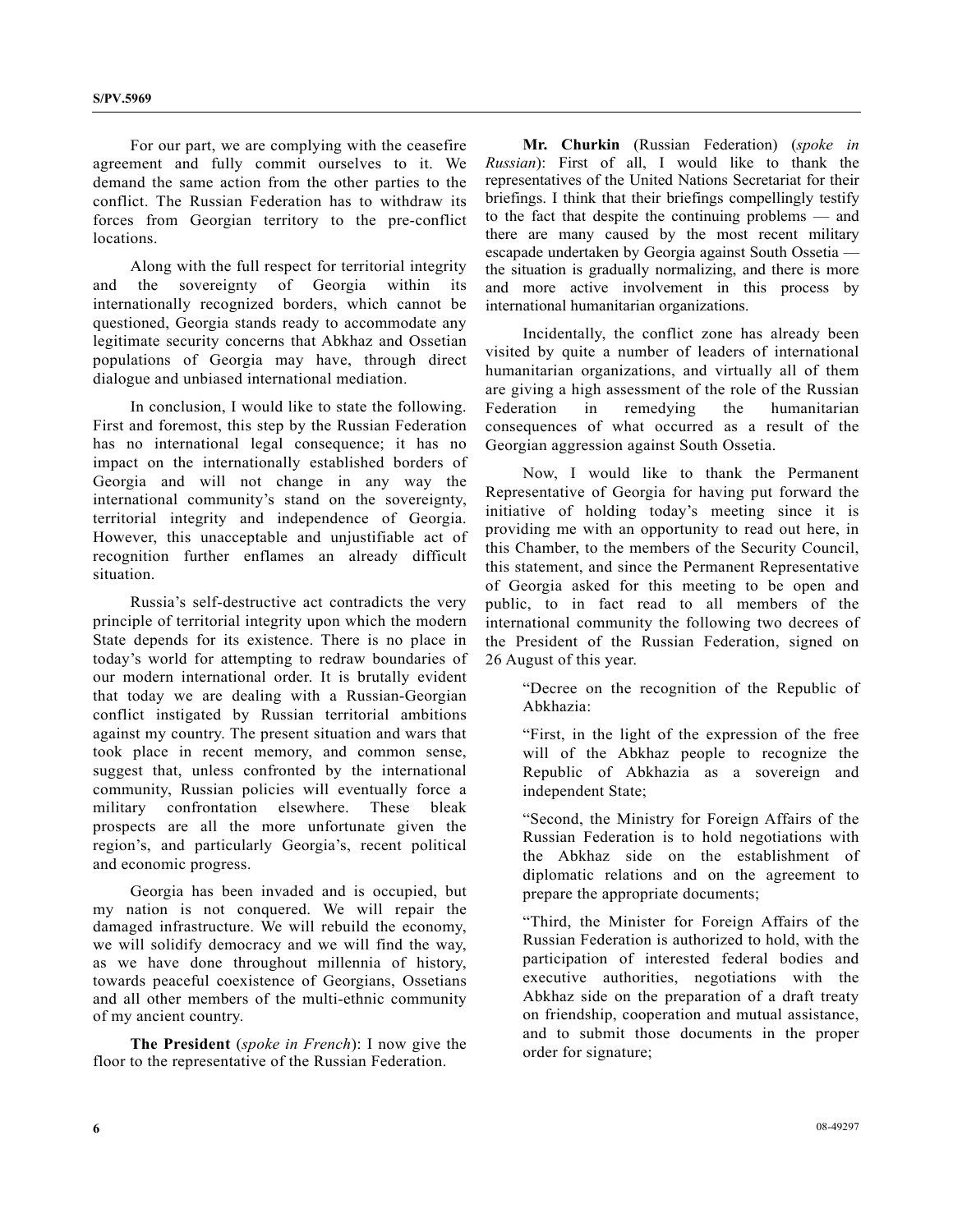For our part, we are complying with the ceasefire agreement and fully commit ourselves to it. We demand the same action from the other parties to the conflict. The Russian Federation has to withdraw its forces from Georgian territory to the pre-conflict locations.

Along with the full respect for territorial integrity and the sovereignty of Georgia within its internationally recognized borders, which cannot be questioned, Georgia stands ready to accommodate any legitimate security concerns that Abkhaz and Ossetian populations of Georgia may have, through direct dialogue and unbiased international mediation.

In conclusion, I would like to state the following. First and foremost, this step by the Russian Federation has no international legal consequence; it has no impact on the internationally established borders of Georgia and will not change in any way the international community's stand on the sovereignty, territorial integrity and independence of Georgia. However, this unacceptable and unjustifiable act of recognition further enflames an already difficult situation.

Russia's self-destructive act contradicts the very principle of territorial integrity upon which the modern State depends for its existence. There is no place in today's world for attempting to redraw boundaries of our modern international order. It is brutally evident that today we are dealing with a Russian-Georgian conflict instigated by Russian territorial ambitions against my country. The present situation and wars that took place in recent memory, and common sense, suggest that, unless confronted by the international community, Russian policies will eventually force a military confrontation elsewhere. These bleak prospects are all the more unfortunate given the region's, and particularly Georgia's, recent political and economic progress.

Georgia has been invaded and is occupied, but my nation is not conquered. We will repair the damaged infrastructure. We will rebuild the economy, we will solidify democracy and we will find the way, as we have done throughout millennia of history, towards peaceful coexistence of Georgians, Ossetians and all other members of the multi-ethnic community of my ancient country.

**The President** (*spoke in French*): I now give the floor to the representative of the Russian Federation.

**Mr. Churkin** (Russian Federation) (*spoke in Russian*): First of all, I would like to thank the representatives of the United Nations Secretariat for their briefings. I think that their briefings compellingly testify to the fact that despite the continuing problems — and there are many caused by the most recent military escapade undertaken by Georgia against South Ossetia — the situation is gradually normalizing, and there is more and more active involvement in this process by international humanitarian organizations.

Incidentally, the conflict zone has already been visited by quite a number of leaders of international humanitarian organizations, and virtually all of them are giving a high assessment of the role of the Russian Federation in remedying the humanitarian consequences of what occurred as a result of the Georgian aggression against South Ossetia.

Now, I would like to thank the Permanent Representative of Georgia for having put forward the initiative of holding today's meeting since it is providing me with an opportunity to read out here, in this Chamber, to the members of the Security Council, this statement, and since the Permanent Representative of Georgia asked for this meeting to be open and public, to in fact read to all members of the international community the following two decrees of the President of the Russian Federation, signed on 26 August of this year.

> "Decree on the recognition of the Republic of Abkhazia:
>
> "First, in the light of the expression of the free will of the Abkhaz people to recognize the Republic of Abkhazia as a sovereign and independent State;
>
> "Second, the Ministry for Foreign Affairs of the Russian Federation is to hold negotiations with the Abkhaz side on the establishment of diplomatic relations and on the agreement to prepare the appropriate documents;
>
> "Third, the Minister for Foreign Affairs of the Russian Federation is authorized to hold, with the participation of interested federal bodies and executive authorities, negotiations with the Abkhaz side on the preparation of a draft treaty on friendship, cooperation and mutual assistance, and to submit those documents in the proper order for signature;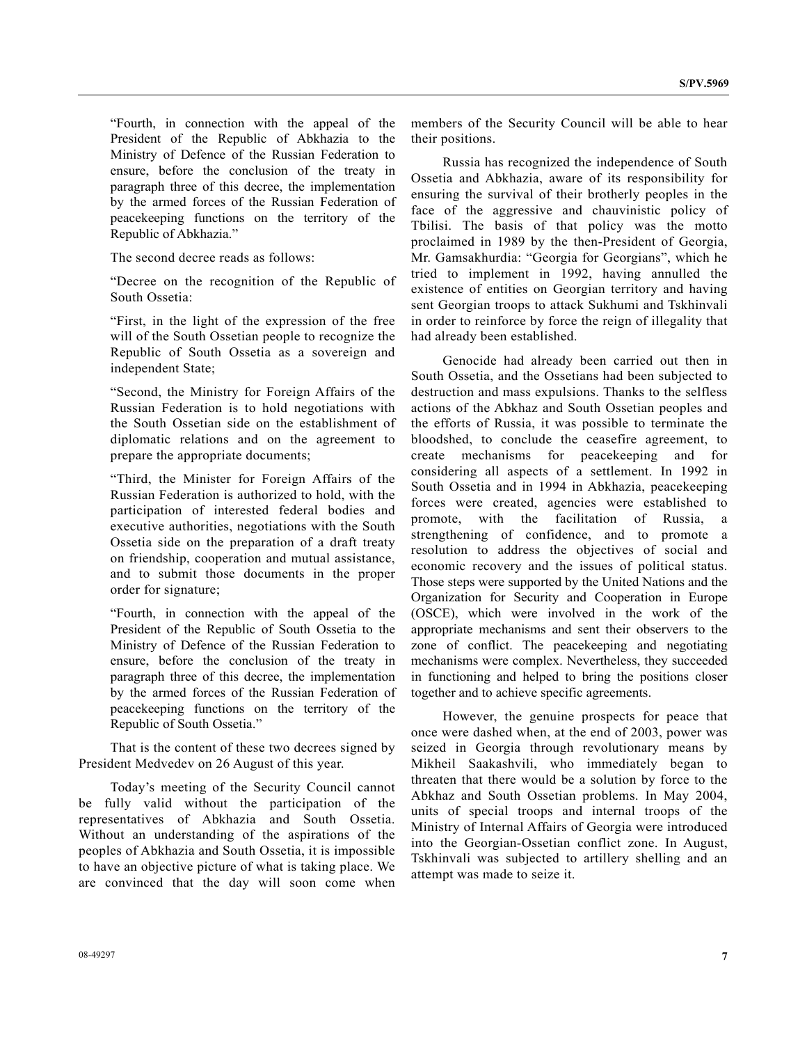"Fourth, in connection with the appeal of the President of the Republic of Abkhazia to the Ministry of Defence of the Russian Federation to ensure, before the conclusion of the treaty in paragraph three of this decree, the implementation by the armed forces of the Russian Federation of peacekeeping functions on the territory of the Republic of Abkhazia."

The second decree reads as follows:

"Decree on the recognition of the Republic of South Ossetia:

"First, in the light of the expression of the free will of the South Ossetian people to recognize the Republic of South Ossetia as a sovereign and independent State;

"Second, the Ministry for Foreign Affairs of the Russian Federation is to hold negotiations with the South Ossetian side on the establishment of diplomatic relations and on the agreement to prepare the appropriate documents;

"Third, the Minister for Foreign Affairs of the Russian Federation is authorized to hold, with the participation of interested federal bodies and executive authorities, negotiations with the South Ossetia side on the preparation of a draft treaty on friendship, cooperation and mutual assistance, and to submit those documents in the proper order for signature;

"Fourth, in connection with the appeal of the President of the Republic of South Ossetia to the Ministry of Defence of the Russian Federation to ensure, before the conclusion of the treaty in paragraph three of this decree, the implementation by the armed forces of the Russian Federation of peacekeeping functions on the territory of the Republic of South Ossetia."

That is the content of these two decrees signed by President Medvedev on 26 August of this year.

Today's meeting of the Security Council cannot be fully valid without the participation of the representatives of Abkhazia and South Ossetia. Without an understanding of the aspirations of the peoples of Abkhazia and South Ossetia, it is impossible to have an objective picture of what is taking place. We are convinced that the day will soon come when members of the Security Council will be able to hear their positions.

Russia has recognized the independence of South Ossetia and Abkhazia, aware of its responsibility for ensuring the survival of their brotherly peoples in the face of the aggressive and chauvinistic policy of Tbilisi. The basis of that policy was the motto proclaimed in 1989 by the then-President of Georgia, Mr. Gamsakhurdia: "Georgia for Georgians", which he tried to implement in 1992, having annulled the existence of entities on Georgian territory and having sent Georgian troops to attack Sukhumi and Tskhinvali in order to reinforce by force the reign of illegality that had already been established.

Genocide had already been carried out then in South Ossetia, and the Ossetians had been subjected to destruction and mass expulsions. Thanks to the selfless actions of the Abkhaz and South Ossetian peoples and the efforts of Russia, it was possible to terminate the bloodshed, to conclude the ceasefire agreement, to create mechanisms for peacekeeping and for considering all aspects of a settlement. In 1992 in South Ossetia and in 1994 in Abkhazia, peacekeeping forces were created, agencies were established to promote, with the facilitation of Russia, a strengthening of confidence, and to promote a resolution to address the objectives of social and economic recovery and the issues of political status. Those steps were supported by the United Nations and the Organization for Security and Cooperation in Europe (OSCE), which were involved in the work of the appropriate mechanisms and sent their observers to the zone of conflict. The peacekeeping and negotiating mechanisms were complex. Nevertheless, they succeeded in functioning and helped to bring the positions closer together and to achieve specific agreements.

However, the genuine prospects for peace that once were dashed when, at the end of 2003, power was seized in Georgia through revolutionary means by Mikheil Saakashvili, who immediately began to threaten that there would be a solution by force to the Abkhaz and South Ossetian problems. In May 2004, units of special troops and internal troops of the Ministry of Internal Affairs of Georgia were introduced into the Georgian-Ossetian conflict zone. In August, Tskhinvali was subjected to artillery shelling and an attempt was made to seize it.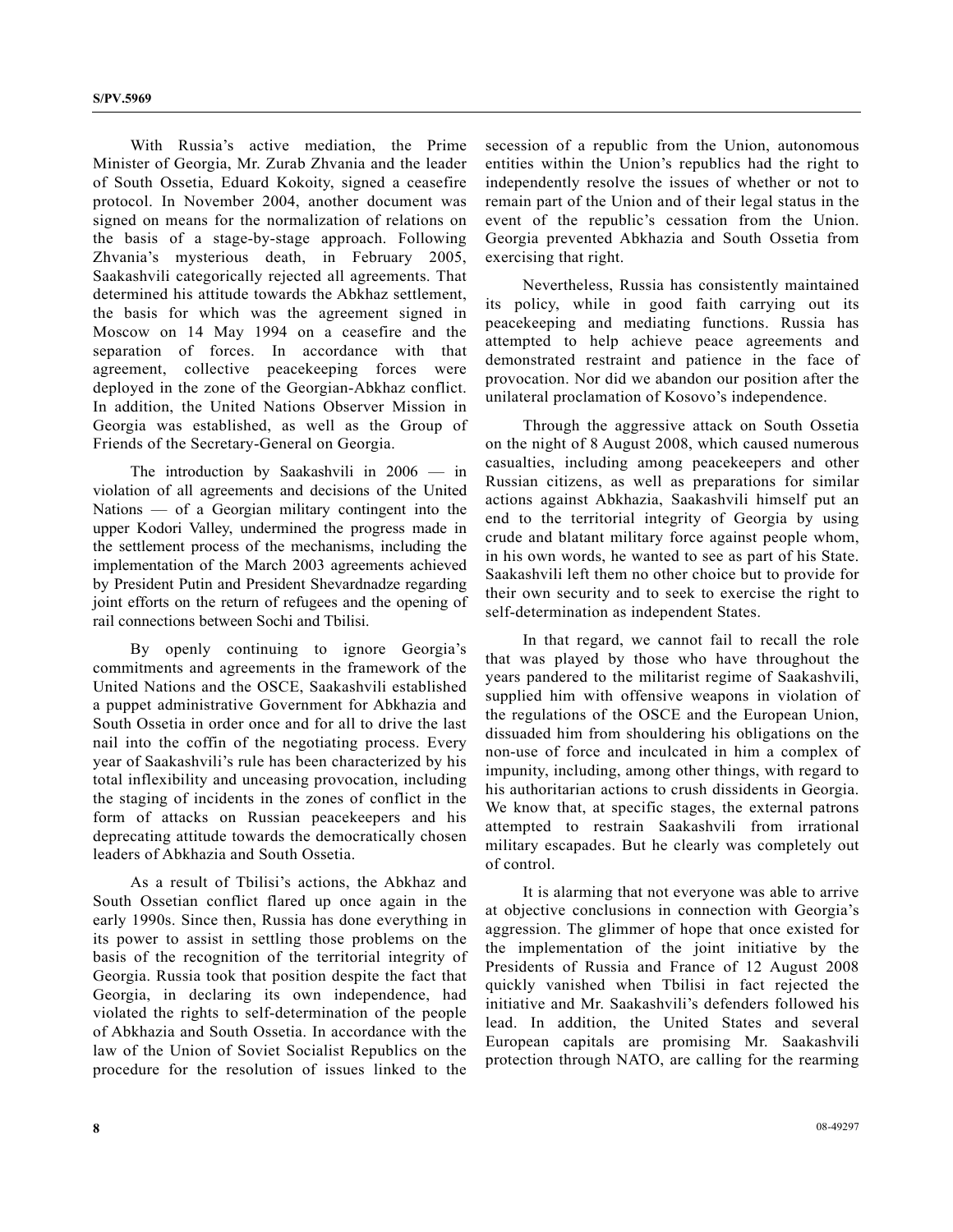With Russia's active mediation, the Prime Minister of Georgia, Mr. Zurab Zhvania and the leader of South Ossetia, Eduard Kokoity, signed a ceasefire protocol. In November 2004, another document was signed on means for the normalization of relations on the basis of a stage-by-stage approach. Following Zhvania's mysterious death, in February 2005, Saakashvili categorically rejected all agreements. That determined his attitude towards the Abkhaz settlement, the basis for which was the agreement signed in Moscow on 14 May 1994 on a ceasefire and the separation of forces. In accordance with that agreement, collective peacekeeping forces were deployed in the zone of the Georgian-Abkhaz conflict. In addition, the United Nations Observer Mission in Georgia was established, as well as the Group of Friends of the Secretary-General on Georgia.

The introduction by Saakashvili in 2006 — in violation of all agreements and decisions of the United Nations — of a Georgian military contingent into the upper Kodori Valley, undermined the progress made in the settlement process of the mechanisms, including the implementation of the March 2003 agreements achieved by President Putin and President Shevardnadze regarding joint efforts on the return of refugees and the opening of rail connections between Sochi and Tbilisi.

By openly continuing to ignore Georgia's commitments and agreements in the framework of the United Nations and the OSCE, Saakashvili established a puppet administrative Government for Abkhazia and South Ossetia in order once and for all to drive the last nail into the coffin of the negotiating process. Every year of Saakashvili's rule has been characterized by his total inflexibility and unceasing provocation, including the staging of incidents in the zones of conflict in the form of attacks on Russian peacekeepers and his deprecating attitude towards the democratically chosen leaders of Abkhazia and South Ossetia.

As a result of Tbilisi's actions, the Abkhaz and South Ossetian conflict flared up once again in the early 1990s. Since then, Russia has done everything in its power to assist in settling those problems on the basis of the recognition of the territorial integrity of Georgia. Russia took that position despite the fact that Georgia, in declaring its own independence, had violated the rights to self-determination of the people of Abkhazia and South Ossetia. In accordance with the law of the Union of Soviet Socialist Republics on the procedure for the resolution of issues linked to the secession of a republic from the Union, autonomous entities within the Union's republics had the right to independently resolve the issues of whether or not to remain part of the Union and of their legal status in the event of the republic's cessation from the Union. Georgia prevented Abkhazia and South Ossetia from exercising that right.

Nevertheless, Russia has consistently maintained its policy, while in good faith carrying out its peacekeeping and mediating functions. Russia has attempted to help achieve peace agreements and demonstrated restraint and patience in the face of provocation. Nor did we abandon our position after the unilateral proclamation of Kosovo's independence.

Through the aggressive attack on South Ossetia on the night of 8 August 2008, which caused numerous casualties, including among peacekeepers and other Russian citizens, as well as preparations for similar actions against Abkhazia, Saakashvili himself put an end to the territorial integrity of Georgia by using crude and blatant military force against people whom, in his own words, he wanted to see as part of his State. Saakashvili left them no other choice but to provide for their own security and to seek to exercise the right to self-determination as independent States.

In that regard, we cannot fail to recall the role that was played by those who have throughout the years pandered to the militarist regime of Saakashvili, supplied him with offensive weapons in violation of the regulations of the OSCE and the European Union, dissuaded him from shouldering his obligations on the non-use of force and inculcated in him a complex of impunity, including, among other things, with regard to his authoritarian actions to crush dissidents in Georgia. We know that, at specific stages, the external patrons attempted to restrain Saakashvili from irrational military escapades. But he clearly was completely out of control.

It is alarming that not everyone was able to arrive at objective conclusions in connection with Georgia's aggression. The glimmer of hope that once existed for the implementation of the joint initiative by the Presidents of Russia and France of 12 August 2008 quickly vanished when Tbilisi in fact rejected the initiative and Mr. Saakashvili's defenders followed his lead. In addition, the United States and several European capitals are promising Mr. Saakashvili protection through NATO, are calling for the rearming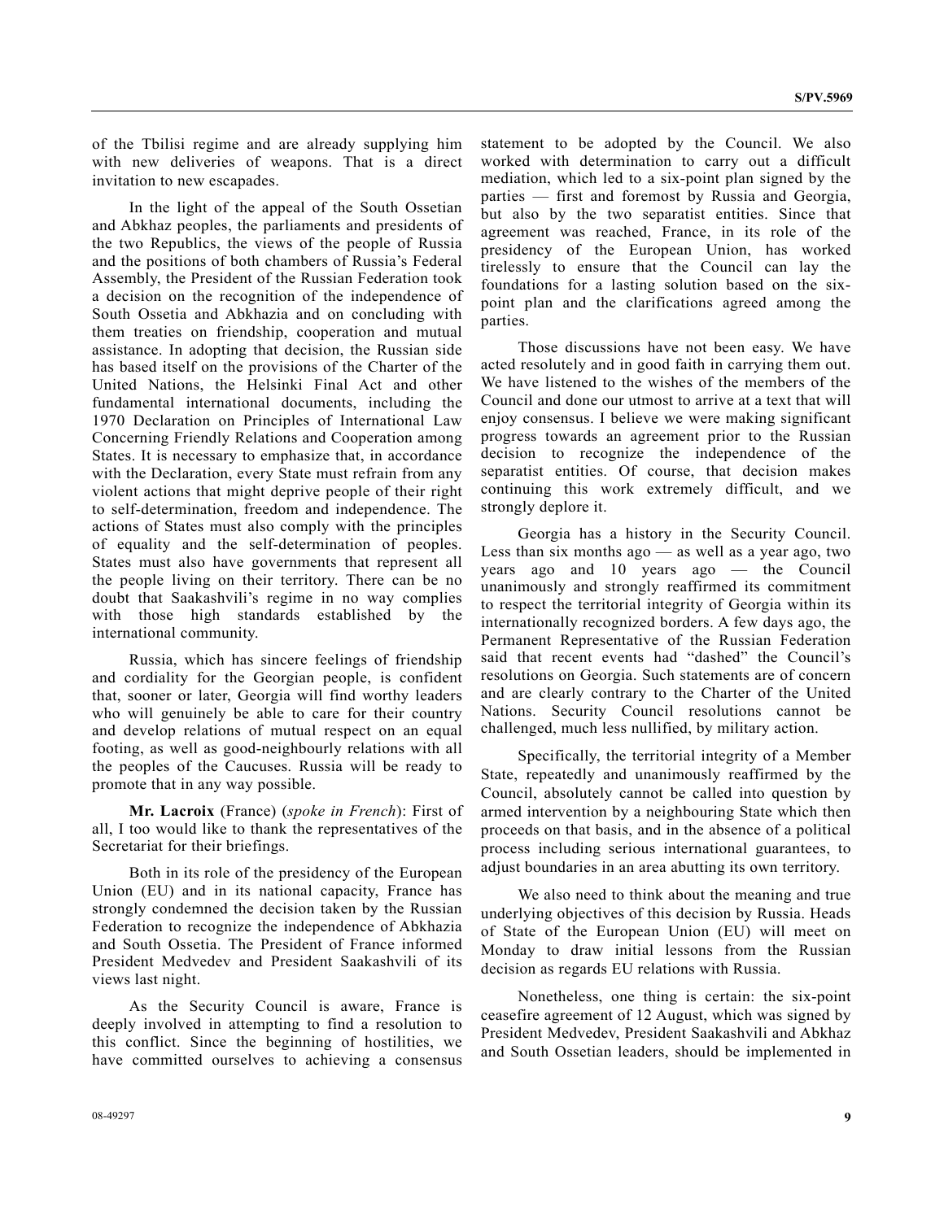of the Tbilisi regime and are already supplying him with new deliveries of weapons. That is a direct invitation to new escapades.

In the light of the appeal of the South Ossetian and Abkhaz peoples, the parliaments and presidents of the two Republics, the views of the people of Russia and the positions of both chambers of Russia's Federal Assembly, the President of the Russian Federation took a decision on the recognition of the independence of South Ossetia and Abkhazia and on concluding with them treaties on friendship, cooperation and mutual assistance. In adopting that decision, the Russian side has based itself on the provisions of the Charter of the United Nations, the Helsinki Final Act and other fundamental international documents, including the 1970 Declaration on Principles of International Law Concerning Friendly Relations and Cooperation among States. It is necessary to emphasize that, in accordance with the Declaration, every State must refrain from any violent actions that might deprive people of their right to self-determination, freedom and independence. The actions of States must also comply with the principles of equality and the self-determination of peoples. States must also have governments that represent all the people living on their territory. There can be no doubt that Saakashvili's regime in no way complies with those high standards established by the international community.

Russia, which has sincere feelings of friendship and cordiality for the Georgian people, is confident that, sooner or later, Georgia will find worthy leaders who will genuinely be able to care for their country and develop relations of mutual respect on an equal footing, as well as good-neighbourly relations with all the peoples of the Caucuses. Russia will be ready to promote that in any way possible.

**Mr. Lacroix** (France) (*spoke in French*): First of all, I too would like to thank the representatives of the Secretariat for their briefings.

Both in its role of the presidency of the European Union (EU) and in its national capacity, France has strongly condemned the decision taken by the Russian Federation to recognize the independence of Abkhazia and South Ossetia. The President of France informed President Medvedev and President Saakashvili of its views last night.

As the Security Council is aware, France is deeply involved in attempting to find a resolution to this conflict. Since the beginning of hostilities, we have committed ourselves to achieving a consensus statement to be adopted by the Council. We also worked with determination to carry out a difficult mediation, which led to a six-point plan signed by the parties — first and foremost by Russia and Georgia, but also by the two separatist entities. Since that agreement was reached, France, in its role of the presidency of the European Union, has worked tirelessly to ensure that the Council can lay the foundations for a lasting solution based on the six-point plan and the clarifications agreed among the parties.

Those discussions have not been easy. We have acted resolutely and in good faith in carrying them out. We have listened to the wishes of the members of the Council and done our utmost to arrive at a text that will enjoy consensus. I believe we were making significant progress towards an agreement prior to the Russian decision to recognize the independence of the separatist entities. Of course, that decision makes continuing this work extremely difficult, and we strongly deplore it.

Georgia has a history in the Security Council. Less than six months ago — as well as a year ago, two years ago and 10 years ago — the Council unanimously and strongly reaffirmed its commitment to respect the territorial integrity of Georgia within its internationally recognized borders. A few days ago, the Permanent Representative of the Russian Federation said that recent events had "dashed" the Council's resolutions on Georgia. Such statements are of concern and are clearly contrary to the Charter of the United Nations. Security Council resolutions cannot be challenged, much less nullified, by military action.

Specifically, the territorial integrity of a Member State, repeatedly and unanimously reaffirmed by the Council, absolutely cannot be called into question by armed intervention by a neighbouring State which then proceeds on that basis, and in the absence of a political process including serious international guarantees, to adjust boundaries in an area abutting its own territory.

We also need to think about the meaning and true underlying objectives of this decision by Russia. Heads of State of the European Union (EU) will meet on Monday to draw initial lessons from the Russian decision as regards EU relations with Russia.

Nonetheless, one thing is certain: the six-point ceasefire agreement of 12 August, which was signed by President Medvedev, President Saakashvili and Abkhaz and South Ossetian leaders, should be implemented in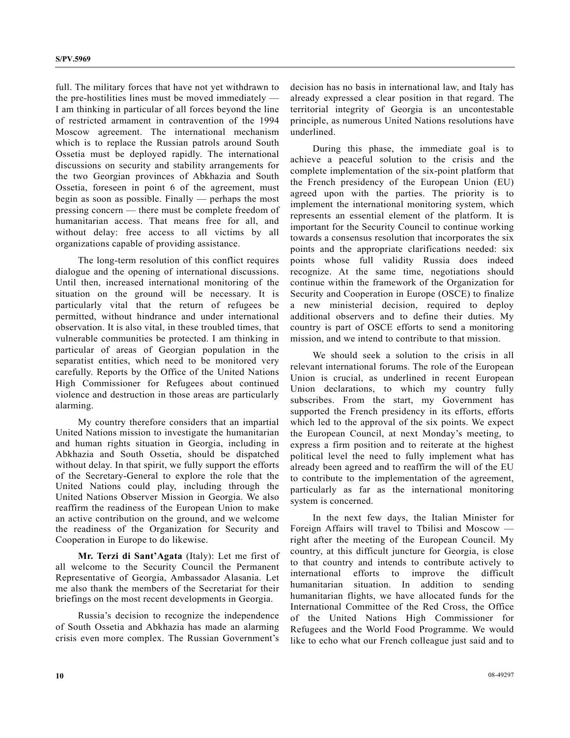full. The military forces that have not yet withdrawn to the pre-hostilities lines must be moved immediately — I am thinking in particular of all forces beyond the line of restricted armament in contravention of the 1994 Moscow agreement. The international mechanism which is to replace the Russian patrols around South Ossetia must be deployed rapidly. The international discussions on security and stability arrangements for the two Georgian provinces of Abkhazia and South Ossetia, foreseen in point 6 of the agreement, must begin as soon as possible. Finally — perhaps the most pressing concern — there must be complete freedom of humanitarian access. That means free for all, and without delay: free access to all victims by all organizations capable of providing assistance.

The long-term resolution of this conflict requires dialogue and the opening of international discussions. Until then, increased international monitoring of the situation on the ground will be necessary. It is particularly vital that the return of refugees be permitted, without hindrance and under international observation. It is also vital, in these troubled times, that vulnerable communities be protected. I am thinking in particular of areas of Georgian population in the separatist entities, which need to be monitored very carefully. Reports by the Office of the United Nations High Commissioner for Refugees about continued violence and destruction in those areas are particularly alarming.

My country therefore considers that an impartial United Nations mission to investigate the humanitarian and human rights situation in Georgia, including in Abkhazia and South Ossetia, should be dispatched without delay. In that spirit, we fully support the efforts of the Secretary-General to explore the role that the United Nations could play, including through the United Nations Observer Mission in Georgia. We also reaffirm the readiness of the European Union to make an active contribution on the ground, and we welcome the readiness of the Organization for Security and Cooperation in Europe to do likewise.

**Mr. Terzi di Sant'Agata** (Italy): Let me first of all welcome to the Security Council the Permanent Representative of Georgia, Ambassador Alasania. Let me also thank the members of the Secretariat for their briefings on the most recent developments in Georgia.

Russia's decision to recognize the independence of South Ossetia and Abkhazia has made an alarming crisis even more complex. The Russian Government's decision has no basis in international law, and Italy has already expressed a clear position in that regard. The territorial integrity of Georgia is an uncontestable principle, as numerous United Nations resolutions have underlined.

During this phase, the immediate goal is to achieve a peaceful solution to the crisis and the complete implementation of the six-point platform that the French presidency of the European Union (EU) agreed upon with the parties. The priority is to implement the international monitoring system, which represents an essential element of the platform. It is important for the Security Council to continue working towards a consensus resolution that incorporates the six points and the appropriate clarifications needed: six points whose full validity Russia does indeed recognize. At the same time, negotiations should continue within the framework of the Organization for Security and Cooperation in Europe (OSCE) to finalize a new ministerial decision, required to deploy additional observers and to define their duties. My country is part of OSCE efforts to send a monitoring mission, and we intend to contribute to that mission.

We should seek a solution to the crisis in all relevant international forums. The role of the European Union is crucial, as underlined in recent European Union declarations, to which my country fully subscribes. From the start, my Government has supported the French presidency in its efforts, efforts which led to the approval of the six points. We expect the European Council, at next Monday's meeting, to express a firm position and to reiterate at the highest political level the need to fully implement what has already been agreed and to reaffirm the will of the EU to contribute to the implementation of the agreement, particularly as far as the international monitoring system is concerned.

In the next few days, the Italian Minister for Foreign Affairs will travel to Tbilisi and Moscow — right after the meeting of the European Council. My country, at this difficult juncture for Georgia, is close to that country and intends to contribute actively to international efforts to improve the difficult humanitarian situation. In addition to sending humanitarian flights, we have allocated funds for the International Committee of the Red Cross, the Office of the United Nations High Commissioner for Refugees and the World Food Programme. We would like to echo what our French colleague just said and to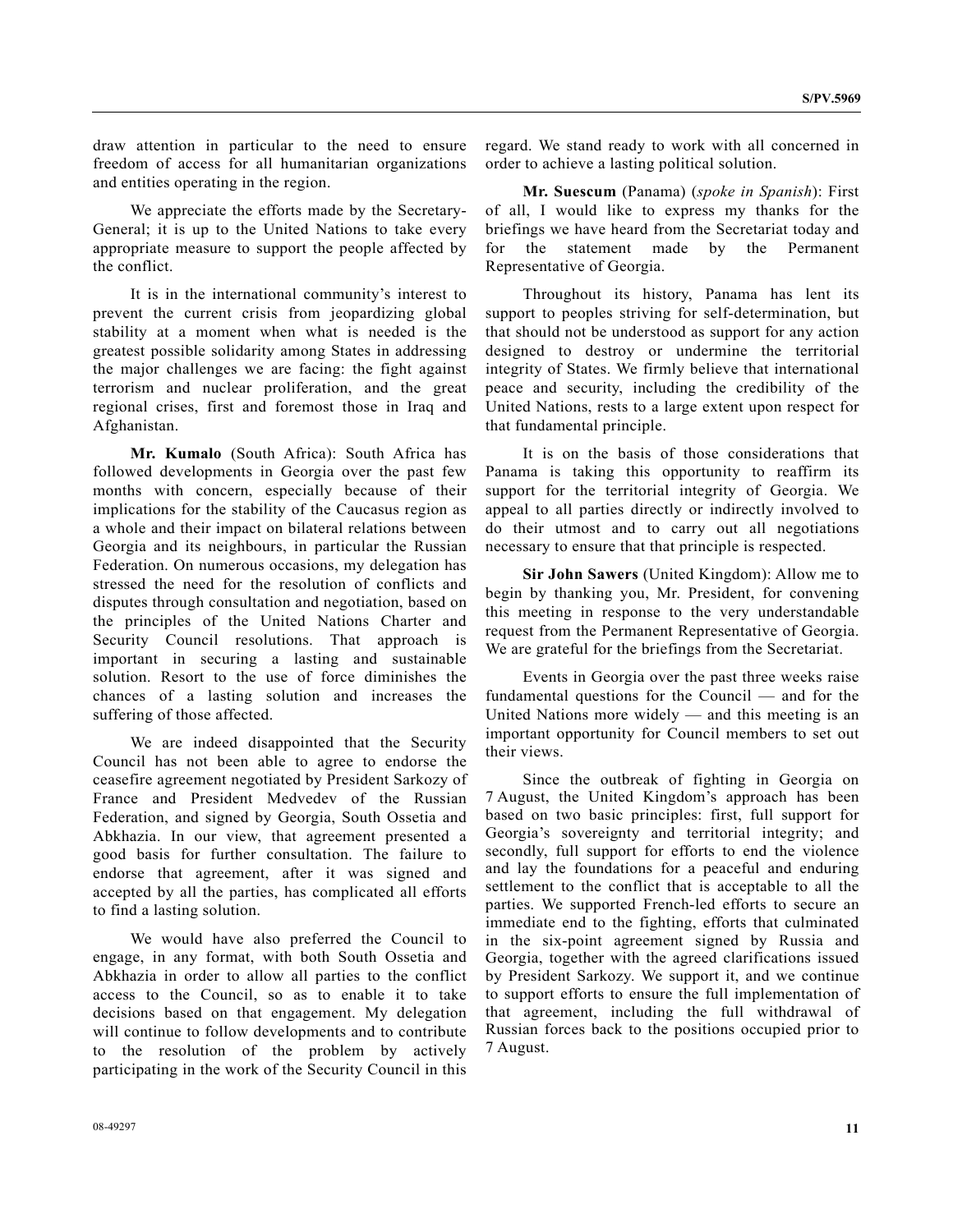draw attention in particular to the need to ensure freedom of access for all humanitarian organizations and entities operating in the region.

We appreciate the efforts made by the Secretary-General; it is up to the United Nations to take every appropriate measure to support the people affected by the conflict.

It is in the international community's interest to prevent the current crisis from jeopardizing global stability at a moment when what is needed is the greatest possible solidarity among States in addressing the major challenges we are facing: the fight against terrorism and nuclear proliferation, and the great regional crises, first and foremost those in Iraq and Afghanistan.

**Mr. Kumalo** (South Africa): South Africa has followed developments in Georgia over the past few months with concern, especially because of their implications for the stability of the Caucasus region as a whole and their impact on bilateral relations between Georgia and its neighbours, in particular the Russian Federation. On numerous occasions, my delegation has stressed the need for the resolution of conflicts and disputes through consultation and negotiation, based on the principles of the United Nations Charter and Security Council resolutions. That approach is important in securing a lasting and sustainable solution. Resort to the use of force diminishes the chances of a lasting solution and increases the suffering of those affected.

We are indeed disappointed that the Security Council has not been able to agree to endorse the ceasefire agreement negotiated by President Sarkozy of France and President Medvedev of the Russian Federation, and signed by Georgia, South Ossetia and Abkhazia. In our view, that agreement presented a good basis for further consultation. The failure to endorse that agreement, after it was signed and accepted by all the parties, has complicated all efforts to find a lasting solution.

We would have also preferred the Council to engage, in any format, with both South Ossetia and Abkhazia in order to allow all parties to the conflict access to the Council, so as to enable it to take decisions based on that engagement. My delegation will continue to follow developments and to contribute to the resolution of the problem by actively participating in the work of the Security Council in this regard. We stand ready to work with all concerned in order to achieve a lasting political solution.

**Mr. Suescum** (Panama) (*spoke in Spanish*): First of all, I would like to express my thanks for the briefings we have heard from the Secretariat today and for the statement made by the Permanent Representative of Georgia.

Throughout its history, Panama has lent its support to peoples striving for self-determination, but that should not be understood as support for any action designed to destroy or undermine the territorial integrity of States. We firmly believe that international peace and security, including the credibility of the United Nations, rests to a large extent upon respect for that fundamental principle.

It is on the basis of those considerations that Panama is taking this opportunity to reaffirm its support for the territorial integrity of Georgia. We appeal to all parties directly or indirectly involved to do their utmost and to carry out all negotiations necessary to ensure that that principle is respected.

**Sir John Sawers** (United Kingdom): Allow me to begin by thanking you, Mr. President, for convening this meeting in response to the very understandable request from the Permanent Representative of Georgia. We are grateful for the briefings from the Secretariat.

Events in Georgia over the past three weeks raise fundamental questions for the Council — and for the United Nations more widely — and this meeting is an important opportunity for Council members to set out their views.

Since the outbreak of fighting in Georgia on 7 August, the United Kingdom's approach has been based on two basic principles: first, full support for Georgia's sovereignty and territorial integrity; and secondly, full support for efforts to end the violence and lay the foundations for a peaceful and enduring settlement to the conflict that is acceptable to all the parties. We supported French-led efforts to secure an immediate end to the fighting, efforts that culminated in the six-point agreement signed by Russia and Georgia, together with the agreed clarifications issued by President Sarkozy. We support it, and we continue to support efforts to ensure the full implementation of that agreement, including the full withdrawal of Russian forces back to the positions occupied prior to 7 August.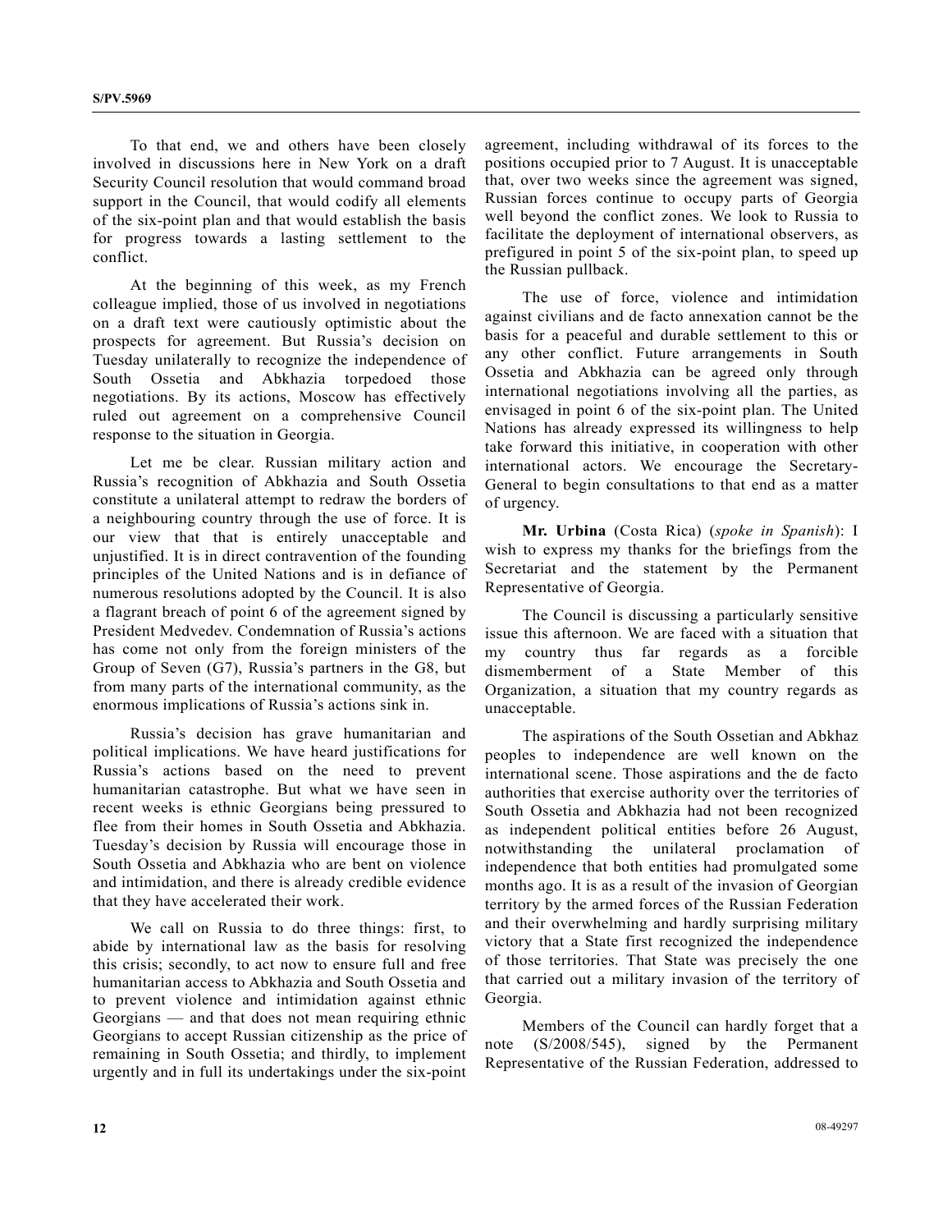To that end, we and others have been closely involved in discussions here in New York on a draft Security Council resolution that would command broad support in the Council, that would codify all elements of the six-point plan and that would establish the basis for progress towards a lasting settlement to the conflict.

At the beginning of this week, as my French colleague implied, those of us involved in negotiations on a draft text were cautiously optimistic about the prospects for agreement. But Russia's decision on Tuesday unilaterally to recognize the independence of South Ossetia and Abkhazia torpedoed those negotiations. By its actions, Moscow has effectively ruled out agreement on a comprehensive Council response to the situation in Georgia.

Let me be clear. Russian military action and Russia's recognition of Abkhazia and South Ossetia constitute a unilateral attempt to redraw the borders of a neighbouring country through the use of force. It is our view that that is entirely unacceptable and unjustified. It is in direct contravention of the founding principles of the United Nations and is in defiance of numerous resolutions adopted by the Council. It is also a flagrant breach of point 6 of the agreement signed by President Medvedev. Condemnation of Russia's actions has come not only from the foreign ministers of the Group of Seven (G7), Russia's partners in the G8, but from many parts of the international community, as the enormous implications of Russia's actions sink in.

Russia's decision has grave humanitarian and political implications. We have heard justifications for Russia's actions based on the need to prevent humanitarian catastrophe. But what we have seen in recent weeks is ethnic Georgians being pressured to flee from their homes in South Ossetia and Abkhazia. Tuesday's decision by Russia will encourage those in South Ossetia and Abkhazia who are bent on violence and intimidation, and there is already credible evidence that they have accelerated their work.

We call on Russia to do three things: first, to abide by international law as the basis for resolving this crisis; secondly, to act now to ensure full and free humanitarian access to Abkhazia and South Ossetia and to prevent violence and intimidation against ethnic Georgians — and that does not mean requiring ethnic Georgians to accept Russian citizenship as the price of remaining in South Ossetia; and thirdly, to implement urgently and in full its undertakings under the six-point agreement, including withdrawal of its forces to the positions occupied prior to 7 August. It is unacceptable that, over two weeks since the agreement was signed, Russian forces continue to occupy parts of Georgia well beyond the conflict zones. We look to Russia to facilitate the deployment of international observers, as prefigured in point 5 of the six-point plan, to speed up the Russian pullback.

The use of force, violence and intimidation against civilians and de facto annexation cannot be the basis for a peaceful and durable settlement to this or any other conflict. Future arrangements in South Ossetia and Abkhazia can be agreed only through international negotiations involving all the parties, as envisaged in point 6 of the six-point plan. The United Nations has already expressed its willingness to help take forward this initiative, in cooperation with other international actors. We encourage the Secretary-General to begin consultations to that end as a matter of urgency.

**Mr. Urbina** (Costa Rica) (*spoke in Spanish*): I wish to express my thanks for the briefings from the Secretariat and the statement by the Permanent Representative of Georgia.

The Council is discussing a particularly sensitive issue this afternoon. We are faced with a situation that my country thus far regards as a forcible dismemberment of a State Member of this Organization, a situation that my country regards as unacceptable.

The aspirations of the South Ossetian and Abkhaz peoples to independence are well known on the international scene. Those aspirations and the de facto authorities that exercise authority over the territories of South Ossetia and Abkhazia had not been recognized as independent political entities before 26 August, notwithstanding the unilateral proclamation of independence that both entities had promulgated some months ago. It is as a result of the invasion of Georgian territory by the armed forces of the Russian Federation and their overwhelming and hardly surprising military victory that a State first recognized the independence of those territories. That State was precisely the one that carried out a military invasion of the territory of Georgia.

Members of the Council can hardly forget that a note (S/2008/545), signed by the Permanent Representative of the Russian Federation, addressed to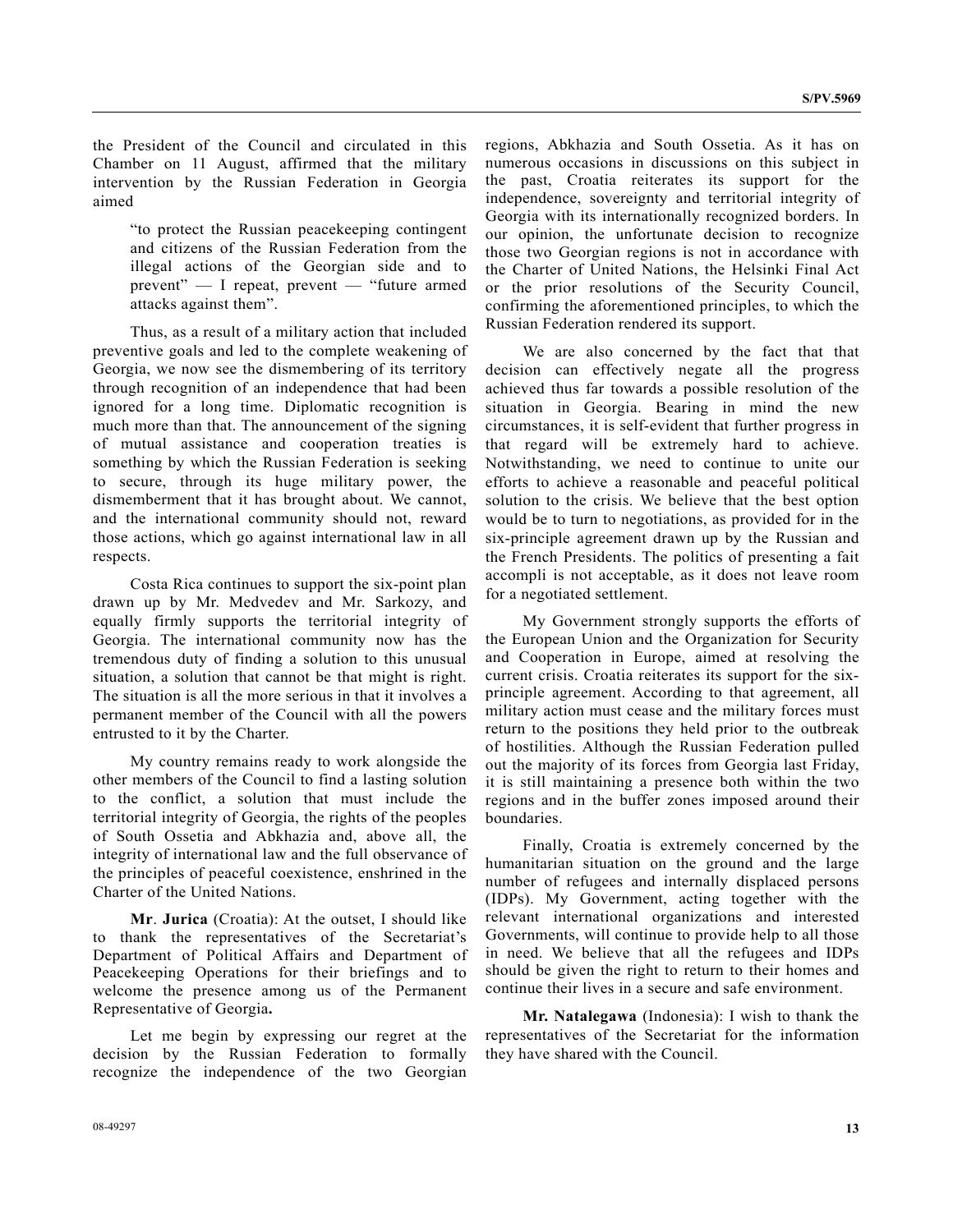the President of the Council and circulated in this Chamber on 11 August, affirmed that the military intervention by the Russian Federation in Georgia aimed

> "to protect the Russian peacekeeping contingent and citizens of the Russian Federation from the illegal actions of the Georgian side and to prevent" — I repeat, prevent — "future armed attacks against them".

Thus, as a result of a military action that included preventive goals and led to the complete weakening of Georgia, we now see the dismembering of its territory through recognition of an independence that had been ignored for a long time. Diplomatic recognition is much more than that. The announcement of the signing of mutual assistance and cooperation treaties is something by which the Russian Federation is seeking to secure, through its huge military power, the dismemberment that it has brought about. We cannot, and the international community should not, reward those actions, which go against international law in all respects.

Costa Rica continues to support the six-point plan drawn up by Mr. Medvedev and Mr. Sarkozy, and equally firmly supports the territorial integrity of Georgia. The international community now has the tremendous duty of finding a solution to this unusual situation, a solution that cannot be that might is right. The situation is all the more serious in that it involves a permanent member of the Council with all the powers entrusted to it by the Charter.

My country remains ready to work alongside the other members of the Council to find a lasting solution to the conflict, a solution that must include the territorial integrity of Georgia, the rights of the peoples of South Ossetia and Abkhazia and, above all, the integrity of international law and the full observance of the principles of peaceful coexistence, enshrined in the Charter of the United Nations.

**Mr**. **Jurica** (Croatia): At the outset, I should like to thank the representatives of the Secretariat's Department of Political Affairs and Department of Peacekeeping Operations for their briefings and to welcome the presence among us of the Permanent Representative of Georgia**.**

Let me begin by expressing our regret at the decision by the Russian Federation to formally recognize the independence of the two Georgian regions, Abkhazia and South Ossetia. As it has on numerous occasions in discussions on this subject in the past, Croatia reiterates its support for the independence, sovereignty and territorial integrity of Georgia with its internationally recognized borders. In our opinion, the unfortunate decision to recognize those two Georgian regions is not in accordance with the Charter of United Nations, the Helsinki Final Act or the prior resolutions of the Security Council, confirming the aforementioned principles, to which the Russian Federation rendered its support.

We are also concerned by the fact that that decision can effectively negate all the progress achieved thus far towards a possible resolution of the situation in Georgia. Bearing in mind the new circumstances, it is self-evident that further progress in that regard will be extremely hard to achieve. Notwithstanding, we need to continue to unite our efforts to achieve a reasonable and peaceful political solution to the crisis. We believe that the best option would be to turn to negotiations, as provided for in the six-principle agreement drawn up by the Russian and the French Presidents. The politics of presenting a fait accompli is not acceptable, as it does not leave room for a negotiated settlement.

My Government strongly supports the efforts of the European Union and the Organization for Security and Cooperation in Europe, aimed at resolving the current crisis. Croatia reiterates its support for the six-principle agreement. According to that agreement, all military action must cease and the military forces must return to the positions they held prior to the outbreak of hostilities. Although the Russian Federation pulled out the majority of its forces from Georgia last Friday, it is still maintaining a presence both within the two regions and in the buffer zones imposed around their boundaries.

Finally, Croatia is extremely concerned by the humanitarian situation on the ground and the large number of refugees and internally displaced persons (IDPs). My Government, acting together with the relevant international organizations and interested Governments, will continue to provide help to all those in need. We believe that all the refugees and IDPs should be given the right to return to their homes and continue their lives in a secure and safe environment.

**Mr. Natalegawa** (Indonesia): I wish to thank the representatives of the Secretariat for the information they have shared with the Council.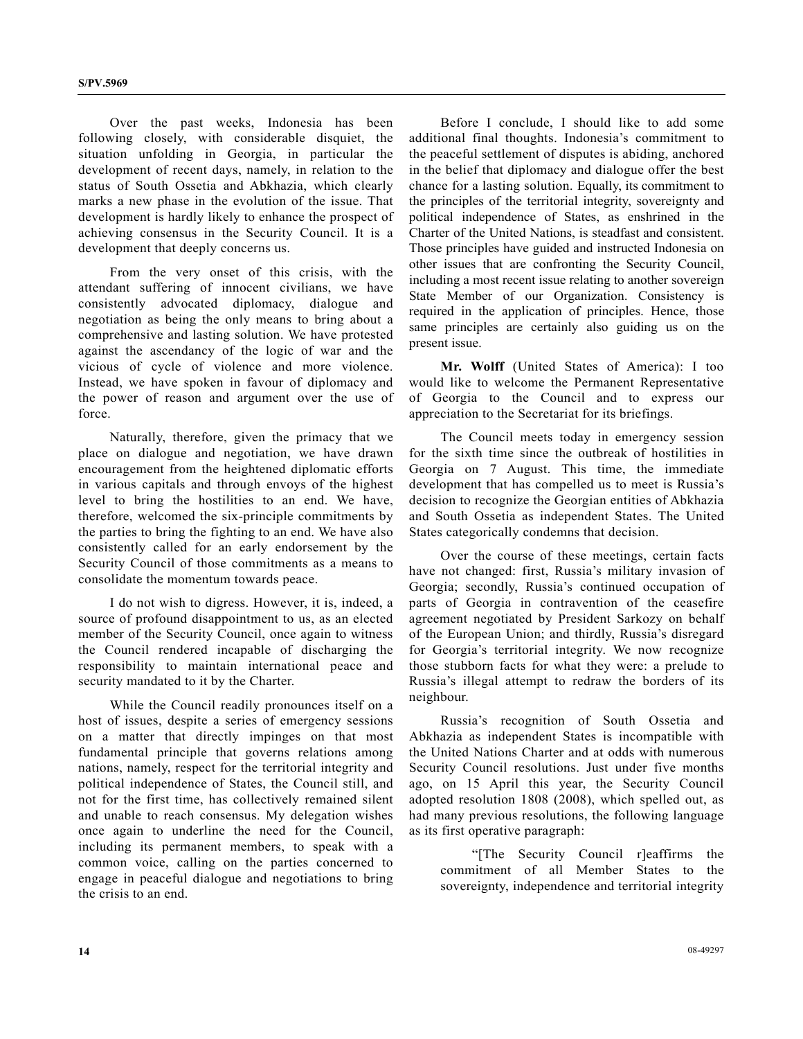Over the past weeks, Indonesia has been following closely, with considerable disquiet, the situation unfolding in Georgia, in particular the development of recent days, namely, in relation to the status of South Ossetia and Abkhazia, which clearly marks a new phase in the evolution of the issue. That development is hardly likely to enhance the prospect of achieving consensus in the Security Council. It is a development that deeply concerns us.

From the very onset of this crisis, with the attendant suffering of innocent civilians, we have consistently advocated diplomacy, dialogue and negotiation as being the only means to bring about a comprehensive and lasting solution. We have protested against the ascendancy of the logic of war and the vicious of cycle of violence and more violence. Instead, we have spoken in favour of diplomacy and the power of reason and argument over the use of force.

Naturally, therefore, given the primacy that we place on dialogue and negotiation, we have drawn encouragement from the heightened diplomatic efforts in various capitals and through envoys of the highest level to bring the hostilities to an end. We have, therefore, welcomed the six-principle commitments by the parties to bring the fighting to an end. We have also consistently called for an early endorsement by the Security Council of those commitments as a means to consolidate the momentum towards peace.

I do not wish to digress. However, it is, indeed, a source of profound disappointment to us, as an elected member of the Security Council, once again to witness the Council rendered incapable of discharging the responsibility to maintain international peace and security mandated to it by the Charter.

While the Council readily pronounces itself on a host of issues, despite a series of emergency sessions on a matter that directly impinges on that most fundamental principle that governs relations among nations, namely, respect for the territorial integrity and political independence of States, the Council still, and not for the first time, has collectively remained silent and unable to reach consensus. My delegation wishes once again to underline the need for the Council, including its permanent members, to speak with a common voice, calling on the parties concerned to engage in peaceful dialogue and negotiations to bring the crisis to an end.

Before I conclude, I should like to add some additional final thoughts. Indonesia's commitment to the peaceful settlement of disputes is abiding, anchored in the belief that diplomacy and dialogue offer the best chance for a lasting solution. Equally, its commitment to the principles of the territorial integrity, sovereignty and political independence of States, as enshrined in the Charter of the United Nations, is steadfast and consistent. Those principles have guided and instructed Indonesia on other issues that are confronting the Security Council, including a most recent issue relating to another sovereign State Member of our Organization. Consistency is required in the application of principles. Hence, those same principles are certainly also guiding us on the present issue.

**Mr. Wolff** (United States of America): I too would like to welcome the Permanent Representative of Georgia to the Council and to express our appreciation to the Secretariat for its briefings.

The Council meets today in emergency session for the sixth time since the outbreak of hostilities in Georgia on 7 August. This time, the immediate development that has compelled us to meet is Russia's decision to recognize the Georgian entities of Abkhazia and South Ossetia as independent States. The United States categorically condemns that decision.

Over the course of these meetings, certain facts have not changed: first, Russia's military invasion of Georgia; secondly, Russia's continued occupation of parts of Georgia in contravention of the ceasefire agreement negotiated by President Sarkozy on behalf of the European Union; and thirdly, Russia's disregard for Georgia's territorial integrity. We now recognize those stubborn facts for what they were: a prelude to Russia's illegal attempt to redraw the borders of its neighbour.

Russia's recognition of South Ossetia and Abkhazia as independent States is incompatible with the United Nations Charter and at odds with numerous Security Council resolutions. Just under five months ago, on 15 April this year, the Security Council adopted resolution 1808 (2008), which spelled out, as had many previous resolutions, the following language as its first operative paragraph:

> "[The Security Council r]eaffirms the commitment of all Member States to the sovereignty, independence and territorial integrity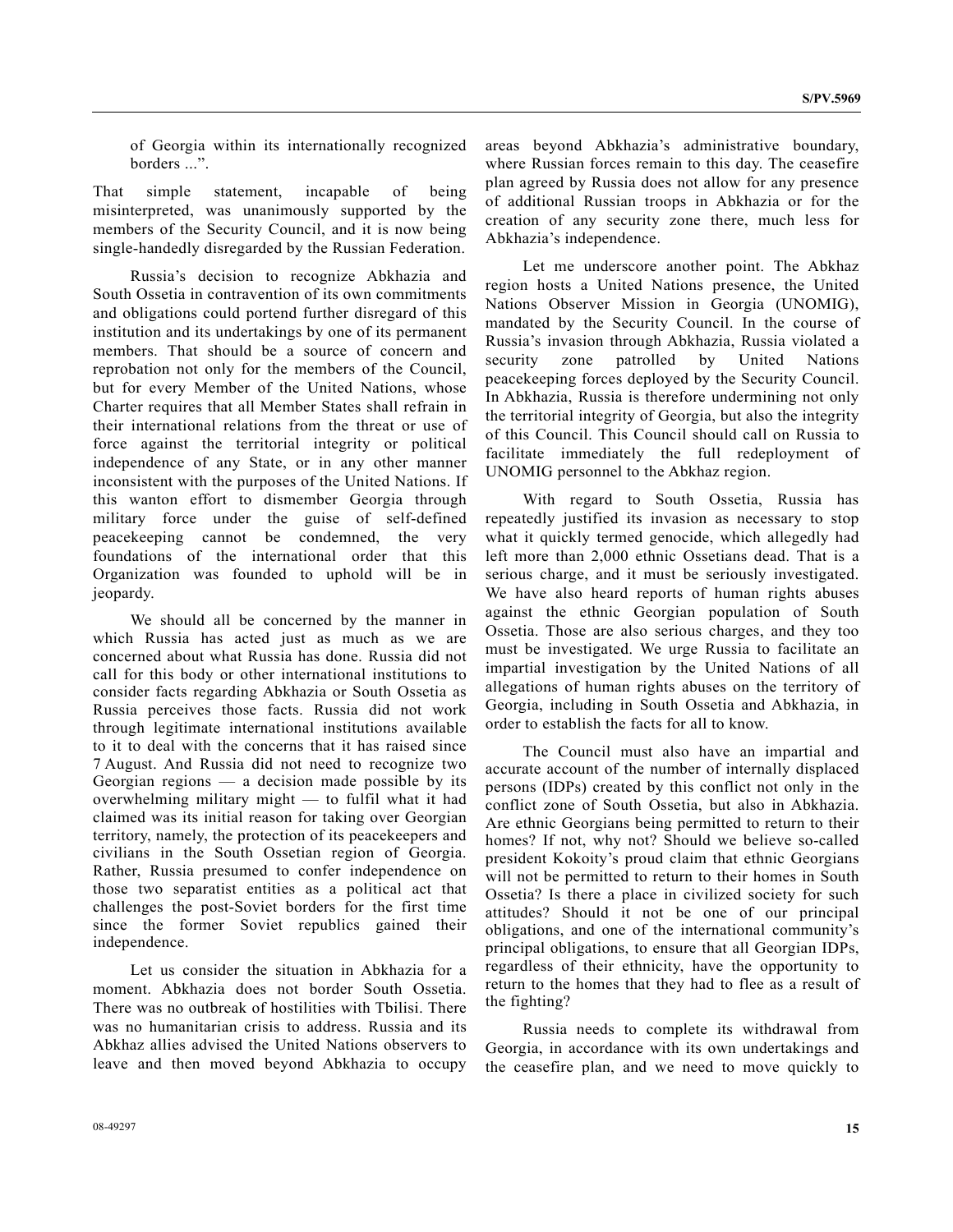of Georgia within its internationally recognized borders ...".

That simple statement, incapable of being misinterpreted, was unanimously supported by the members of the Security Council, and it is now being single-handedly disregarded by the Russian Federation.

Russia's decision to recognize Abkhazia and South Ossetia in contravention of its own commitments and obligations could portend further disregard of this institution and its undertakings by one of its permanent members. That should be a source of concern and reprobation not only for the members of the Council, but for every Member of the United Nations, whose Charter requires that all Member States shall refrain in their international relations from the threat or use of force against the territorial integrity or political independence of any State, or in any other manner inconsistent with the purposes of the United Nations. If this wanton effort to dismember Georgia through military force under the guise of self-defined peacekeeping cannot be condemned, the very foundations of the international order that this Organization was founded to uphold will be in jeopardy.

We should all be concerned by the manner in which Russia has acted just as much as we are concerned about what Russia has done. Russia did not call for this body or other international institutions to consider facts regarding Abkhazia or South Ossetia as Russia perceives those facts. Russia did not work through legitimate international institutions available to it to deal with the concerns that it has raised since 7 August. And Russia did not need to recognize two Georgian regions — a decision made possible by its overwhelming military might — to fulfil what it had claimed was its initial reason for taking over Georgian territory, namely, the protection of its peacekeepers and civilians in the South Ossetian region of Georgia. Rather, Russia presumed to confer independence on those two separatist entities as a political act that challenges the post-Soviet borders for the first time since the former Soviet republics gained their independence.

Let us consider the situation in Abkhazia for a moment. Abkhazia does not border South Ossetia. There was no outbreak of hostilities with Tbilisi. There was no humanitarian crisis to address. Russia and its Abkhaz allies advised the United Nations observers to leave and then moved beyond Abkhazia to occupy areas beyond Abkhazia's administrative boundary, where Russian forces remain to this day. The ceasefire plan agreed by Russia does not allow for any presence of additional Russian troops in Abkhazia or for the creation of any security zone there, much less for Abkhazia's independence.

Let me underscore another point. The Abkhaz region hosts a United Nations presence, the United Nations Observer Mission in Georgia (UNOMIG), mandated by the Security Council. In the course of Russia's invasion through Abkhazia, Russia violated a security zone patrolled by United Nations peacekeeping forces deployed by the Security Council. In Abkhazia, Russia is therefore undermining not only the territorial integrity of Georgia, but also the integrity of this Council. This Council should call on Russia to facilitate immediately the full redeployment of UNOMIG personnel to the Abkhaz region.

With regard to South Ossetia, Russia has repeatedly justified its invasion as necessary to stop what it quickly termed genocide, which allegedly had left more than 2,000 ethnic Ossetians dead. That is a serious charge, and it must be seriously investigated. We have also heard reports of human rights abuses against the ethnic Georgian population of South Ossetia. Those are also serious charges, and they too must be investigated. We urge Russia to facilitate an impartial investigation by the United Nations of all allegations of human rights abuses on the territory of Georgia, including in South Ossetia and Abkhazia, in order to establish the facts for all to know.

The Council must also have an impartial and accurate account of the number of internally displaced persons (IDPs) created by this conflict not only in the conflict zone of South Ossetia, but also in Abkhazia. Are ethnic Georgians being permitted to return to their homes? If not, why not? Should we believe so-called president Kokoity's proud claim that ethnic Georgians will not be permitted to return to their homes in South Ossetia? Is there a place in civilized society for such attitudes? Should it not be one of our principal obligations, and one of the international community's principal obligations, to ensure that all Georgian IDPs, regardless of their ethnicity, have the opportunity to return to the homes that they had to flee as a result of the fighting?

Russia needs to complete its withdrawal from Georgia, in accordance with its own undertakings and the ceasefire plan, and we need to move quickly to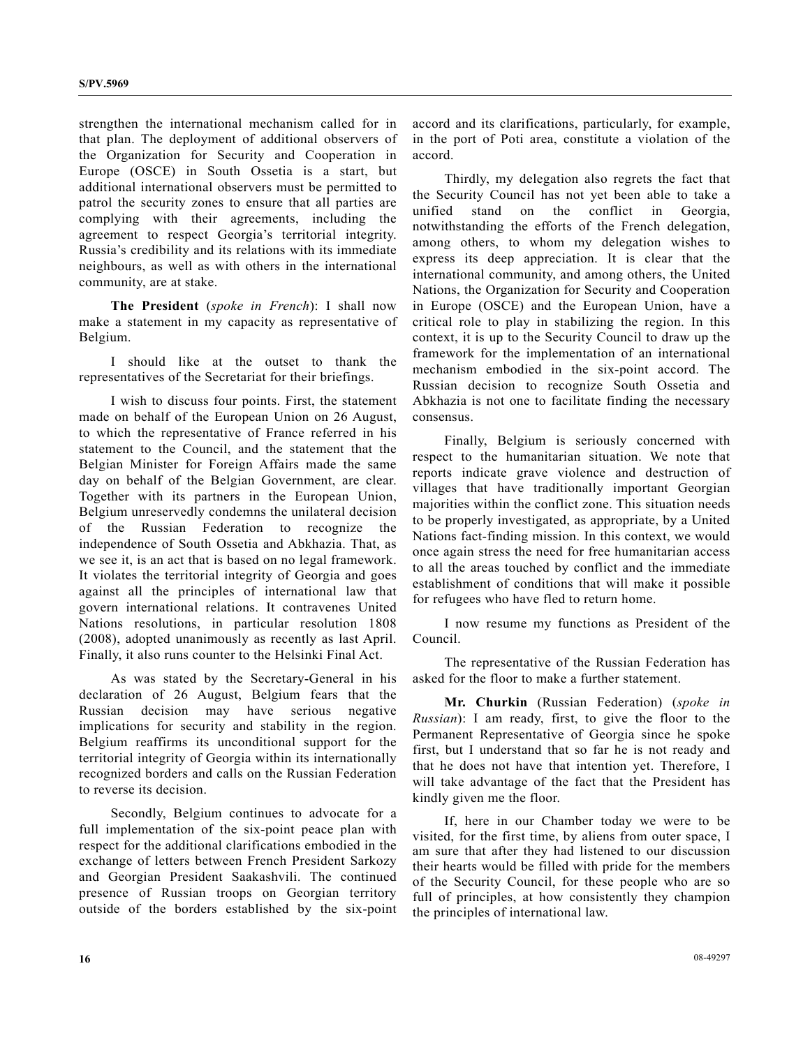strengthen the international mechanism called for in that plan. The deployment of additional observers of the Organization for Security and Cooperation in Europe (OSCE) in South Ossetia is a start, but additional international observers must be permitted to patrol the security zones to ensure that all parties are complying with their agreements, including the agreement to respect Georgia's territorial integrity. Russia's credibility and its relations with its immediate neighbours, as well as with others in the international community, are at stake.

**The President** (*spoke in French*): I shall now make a statement in my capacity as representative of Belgium.

I should like at the outset to thank the representatives of the Secretariat for their briefings.

I wish to discuss four points. First, the statement made on behalf of the European Union on 26 August, to which the representative of France referred in his statement to the Council, and the statement that the Belgian Minister for Foreign Affairs made the same day on behalf of the Belgian Government, are clear. Together with its partners in the European Union, Belgium unreservedly condemns the unilateral decision of the Russian Federation to recognize the independence of South Ossetia and Abkhazia. That, as we see it, is an act that is based on no legal framework. It violates the territorial integrity of Georgia and goes against all the principles of international law that govern international relations. It contravenes United Nations resolutions, in particular resolution 1808 (2008), adopted unanimously as recently as last April. Finally, it also runs counter to the Helsinki Final Act.

As was stated by the Secretary-General in his declaration of 26 August, Belgium fears that the Russian decision may have serious negative implications for security and stability in the region. Belgium reaffirms its unconditional support for the territorial integrity of Georgia within its internationally recognized borders and calls on the Russian Federation to reverse its decision.

Secondly, Belgium continues to advocate for a full implementation of the six-point peace plan with respect for the additional clarifications embodied in the exchange of letters between French President Sarkozy and Georgian President Saakashvili. The continued presence of Russian troops on Georgian territory outside of the borders established by the six-point accord and its clarifications, particularly, for example, in the port of Poti area, constitute a violation of the accord.

Thirdly, my delegation also regrets the fact that the Security Council has not yet been able to take a unified stand on the conflict in Georgia, notwithstanding the efforts of the French delegation, among others, to whom my delegation wishes to express its deep appreciation. It is clear that the international community, and among others, the United Nations, the Organization for Security and Cooperation in Europe (OSCE) and the European Union, have a critical role to play in stabilizing the region. In this context, it is up to the Security Council to draw up the framework for the implementation of an international mechanism embodied in the six-point accord. The Russian decision to recognize South Ossetia and Abkhazia is not one to facilitate finding the necessary consensus.

Finally, Belgium is seriously concerned with respect to the humanitarian situation. We note that reports indicate grave violence and destruction of villages that have traditionally important Georgian majorities within the conflict zone. This situation needs to be properly investigated, as appropriate, by a United Nations fact-finding mission. In this context, we would once again stress the need for free humanitarian access to all the areas touched by conflict and the immediate establishment of conditions that will make it possible for refugees who have fled to return home.

I now resume my functions as President of the Council.

The representative of the Russian Federation has asked for the floor to make a further statement.

**Mr. Churkin** (Russian Federation) (*spoke in Russian*): I am ready, first, to give the floor to the Permanent Representative of Georgia since he spoke first, but I understand that so far he is not ready and that he does not have that intention yet. Therefore, I will take advantage of the fact that the President has kindly given me the floor.

If, here in our Chamber today we were to be visited, for the first time, by aliens from outer space, I am sure that after they had listened to our discussion their hearts would be filled with pride for the members of the Security Council, for these people who are so full of principles, at how consistently they champion the principles of international law.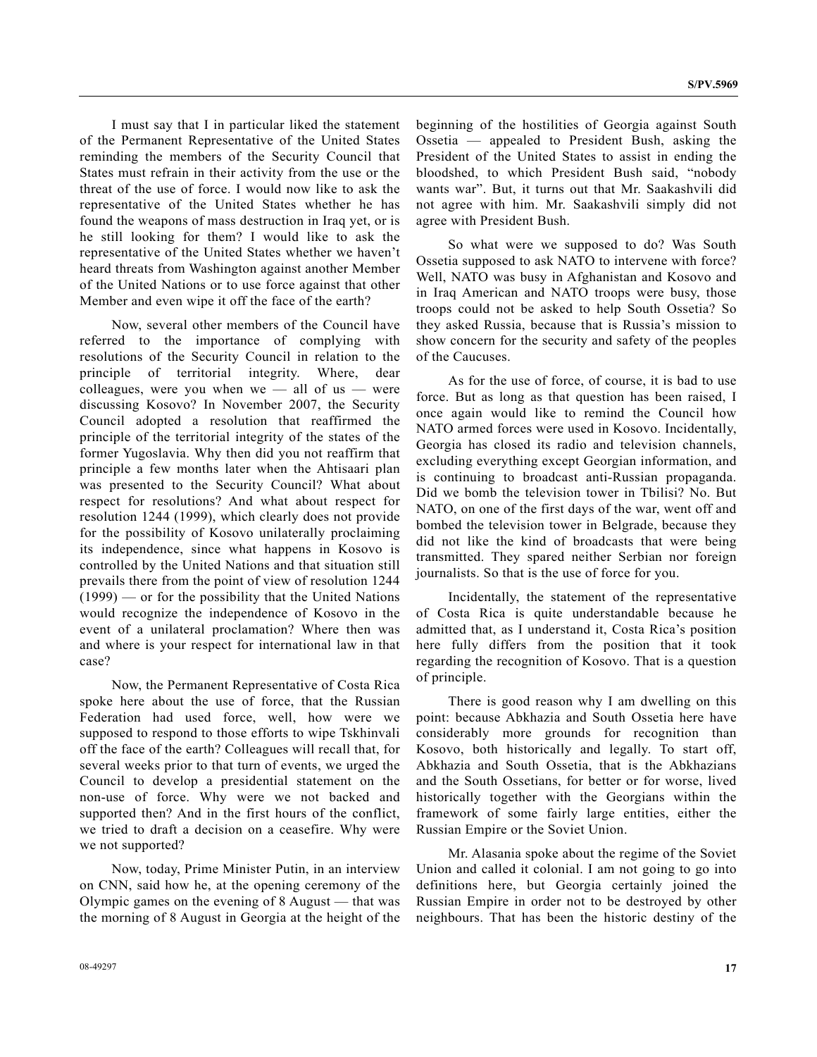I must say that I in particular liked the statement of the Permanent Representative of the United States reminding the members of the Security Council that States must refrain in their activity from the use or the threat of the use of force. I would now like to ask the representative of the United States whether he has found the weapons of mass destruction in Iraq yet, or is he still looking for them? I would like to ask the representative of the United States whether we haven't heard threats from Washington against another Member of the United Nations or to use force against that other Member and even wipe it off the face of the earth?

Now, several other members of the Council have referred to the importance of complying with resolutions of the Security Council in relation to the principle of territorial integrity. Where, dear colleagues, were you when we — all of us — were discussing Kosovo? In November 2007, the Security Council adopted a resolution that reaffirmed the principle of the territorial integrity of the states of the former Yugoslavia. Why then did you not reaffirm that principle a few months later when the Ahtisaari plan was presented to the Security Council? What about respect for resolutions? And what about respect for resolution 1244 (1999), which clearly does not provide for the possibility of Kosovo unilaterally proclaiming its independence, since what happens in Kosovo is controlled by the United Nations and that situation still prevails there from the point of view of resolution 1244 (1999) — or for the possibility that the United Nations would recognize the independence of Kosovo in the event of a unilateral proclamation? Where then was and where is your respect for international law in that case?

Now, the Permanent Representative of Costa Rica spoke here about the use of force, that the Russian Federation had used force, well, how were we supposed to respond to those efforts to wipe Tskhinvali off the face of the earth? Colleagues will recall that, for several weeks prior to that turn of events, we urged the Council to develop a presidential statement on the non-use of force. Why were we not backed and supported then? And in the first hours of the conflict, we tried to draft a decision on a ceasefire. Why were we not supported?

Now, today, Prime Minister Putin, in an interview on CNN, said how he, at the opening ceremony of the Olympic games on the evening of 8 August — that was the morning of 8 August in Georgia at the height of the beginning of the hostilities of Georgia against South Ossetia — appealed to President Bush, asking the President of the United States to assist in ending the bloodshed, to which President Bush said, "nobody wants war". But, it turns out that Mr. Saakashvili did not agree with him. Mr. Saakashvili simply did not agree with President Bush.

So what were we supposed to do? Was South Ossetia supposed to ask NATO to intervene with force? Well, NATO was busy in Afghanistan and Kosovo and in Iraq American and NATO troops were busy, those troops could not be asked to help South Ossetia? So they asked Russia, because that is Russia's mission to show concern for the security and safety of the peoples of the Caucuses.

As for the use of force, of course, it is bad to use force. But as long as that question has been raised, I once again would like to remind the Council how NATO armed forces were used in Kosovo. Incidentally, Georgia has closed its radio and television channels, excluding everything except Georgian information, and is continuing to broadcast anti-Russian propaganda. Did we bomb the television tower in Tbilisi? No. But NATO, on one of the first days of the war, went off and bombed the television tower in Belgrade, because they did not like the kind of broadcasts that were being transmitted. They spared neither Serbian nor foreign journalists. So that is the use of force for you.

Incidentally, the statement of the representative of Costa Rica is quite understandable because he admitted that, as I understand it, Costa Rica's position here fully differs from the position that it took regarding the recognition of Kosovo. That is a question of principle.

There is good reason why I am dwelling on this point: because Abkhazia and South Ossetia here have considerably more grounds for recognition than Kosovo, both historically and legally. To start off, Abkhazia and South Ossetia, that is the Abkhazians and the South Ossetians, for better or for worse, lived historically together with the Georgians within the framework of some fairly large entities, either the Russian Empire or the Soviet Union.

Mr. Alasania spoke about the regime of the Soviet Union and called it colonial. I am not going to go into definitions here, but Georgia certainly joined the Russian Empire in order not to be destroyed by other neighbours. That has been the historic destiny of the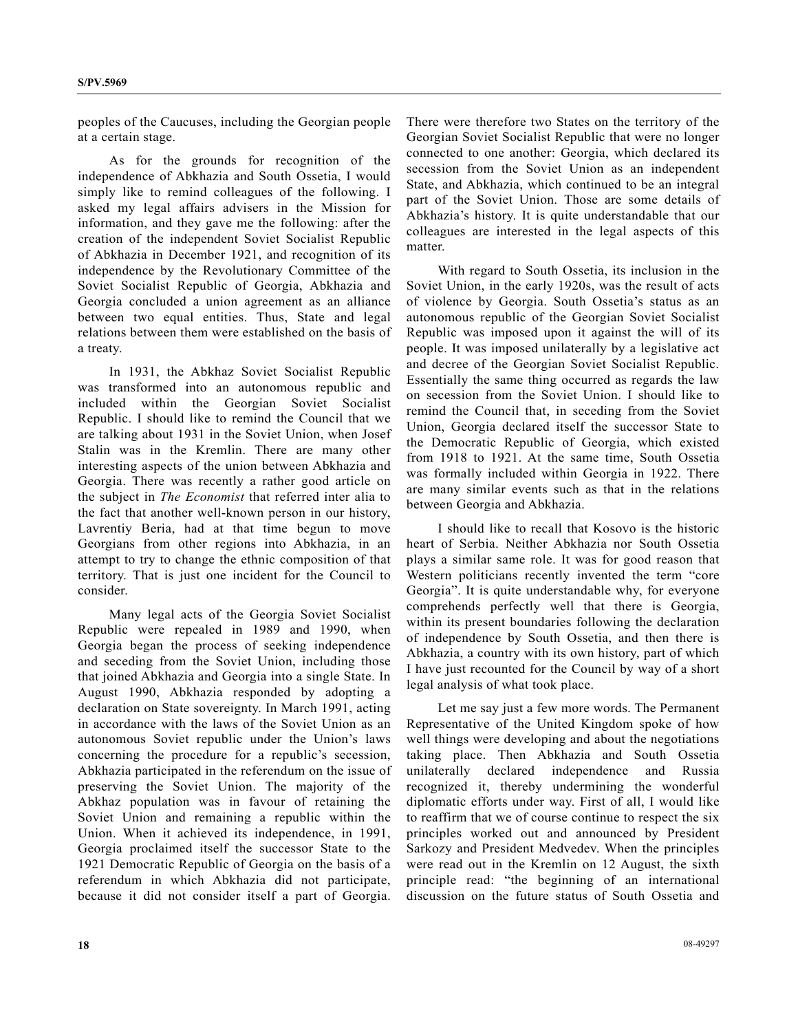peoples of the Caucuses, including the Georgian people at a certain stage.

As for the grounds for recognition of the independence of Abkhazia and South Ossetia, I would simply like to remind colleagues of the following. I asked my legal affairs advisers in the Mission for information, and they gave me the following: after the creation of the independent Soviet Socialist Republic of Abkhazia in December 1921, and recognition of its independence by the Revolutionary Committee of the Soviet Socialist Republic of Georgia, Abkhazia and Georgia concluded a union agreement as an alliance between two equal entities. Thus, State and legal relations between them were established on the basis of a treaty.

In 1931, the Abkhaz Soviet Socialist Republic was transformed into an autonomous republic and included within the Georgian Soviet Socialist Republic. I should like to remind the Council that we are talking about 1931 in the Soviet Union, when Josef Stalin was in the Kremlin. There are many other interesting aspects of the union between Abkhazia and Georgia. There was recently a rather good article on the subject in *The Economist* that referred inter alia to the fact that another well-known person in our history, Lavrentiy Beria, had at that time begun to move Georgians from other regions into Abkhazia, in an attempt to try to change the ethnic composition of that territory. That is just one incident for the Council to consider.

Many legal acts of the Georgia Soviet Socialist Republic were repealed in 1989 and 1990, when Georgia began the process of seeking independence and seceding from the Soviet Union, including those that joined Abkhazia and Georgia into a single State. In August 1990, Abkhazia responded by adopting a declaration on State sovereignty. In March 1991, acting in accordance with the laws of the Soviet Union as an autonomous Soviet republic under the Union's laws concerning the procedure for a republic's secession, Abkhazia participated in the referendum on the issue of preserving the Soviet Union. The majority of the Abkhaz population was in favour of retaining the Soviet Union and remaining a republic within the Union. When it achieved its independence, in 1991, Georgia proclaimed itself the successor State to the 1921 Democratic Republic of Georgia on the basis of a referendum in which Abkhazia did not participate, because it did not consider itself a part of Georgia. There were therefore two States on the territory of the Georgian Soviet Socialist Republic that were no longer connected to one another: Georgia, which declared its secession from the Soviet Union as an independent State, and Abkhazia, which continued to be an integral part of the Soviet Union. Those are some details of Abkhazia's history. It is quite understandable that our colleagues are interested in the legal aspects of this matter.

With regard to South Ossetia, its inclusion in the Soviet Union, in the early 1920s, was the result of acts of violence by Georgia. South Ossetia's status as an autonomous republic of the Georgian Soviet Socialist Republic was imposed upon it against the will of its people. It was imposed unilaterally by a legislative act and decree of the Georgian Soviet Socialist Republic. Essentially the same thing occurred as regards the law on secession from the Soviet Union. I should like to remind the Council that, in seceding from the Soviet Union, Georgia declared itself the successor State to the Democratic Republic of Georgia, which existed from 1918 to 1921. At the same time, South Ossetia was formally included within Georgia in 1922. There are many similar events such as that in the relations between Georgia and Abkhazia.

I should like to recall that Kosovo is the historic heart of Serbia. Neither Abkhazia nor South Ossetia plays a similar same role. It was for good reason that Western politicians recently invented the term "core Georgia". It is quite understandable why, for everyone comprehends perfectly well that there is Georgia, within its present boundaries following the declaration of independence by South Ossetia, and then there is Abkhazia, a country with its own history, part of which I have just recounted for the Council by way of a short legal analysis of what took place.

Let me say just a few more words. The Permanent Representative of the United Kingdom spoke of how well things were developing and about the negotiations taking place. Then Abkhazia and South Ossetia unilaterally declared independence and Russia recognized it, thereby undermining the wonderful diplomatic efforts under way. First of all, I would like to reaffirm that we of course continue to respect the six principles worked out and announced by President Sarkozy and President Medvedev. When the principles were read out in the Kremlin on 12 August, the sixth principle read: "the beginning of an international discussion on the future status of South Ossetia and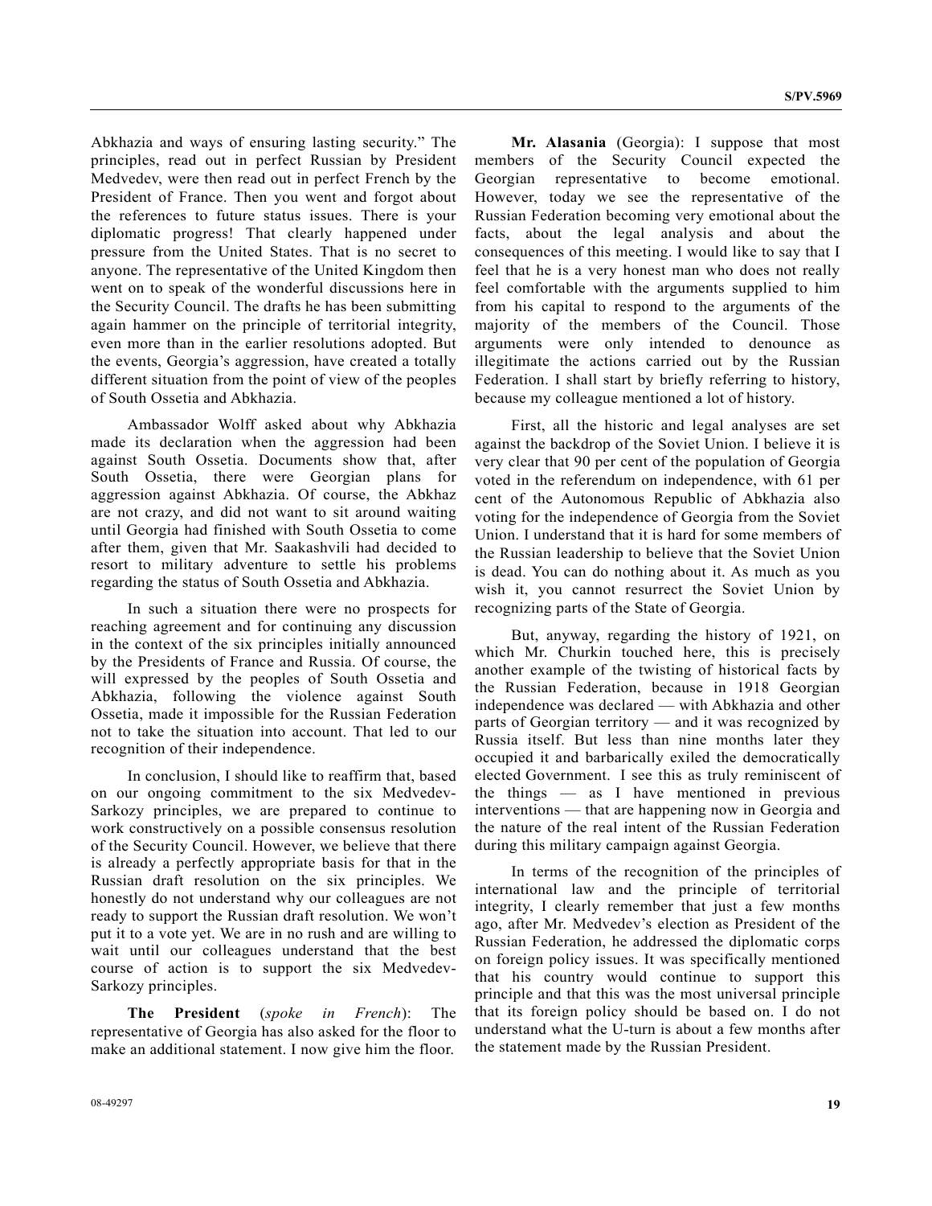Abkhazia and ways of ensuring lasting security." The principles, read out in perfect Russian by President Medvedev, were then read out in perfect French by the President of France. Then you went and forgot about the references to future status issues. There is your diplomatic progress! That clearly happened under pressure from the United States. That is no secret to anyone. The representative of the United Kingdom then went on to speak of the wonderful discussions here in the Security Council. The drafts he has been submitting again hammer on the principle of territorial integrity, even more than in the earlier resolutions adopted. But the events, Georgia's aggression, have created a totally different situation from the point of view of the peoples of South Ossetia and Abkhazia.

Ambassador Wolff asked about why Abkhazia made its declaration when the aggression had been against South Ossetia. Documents show that, after South Ossetia, there were Georgian plans for aggression against Abkhazia. Of course, the Abkhaz are not crazy, and did not want to sit around waiting until Georgia had finished with South Ossetia to come after them, given that Mr. Saakashvili had decided to resort to military adventure to settle his problems regarding the status of South Ossetia and Abkhazia.

In such a situation there were no prospects for reaching agreement and for continuing any discussion in the context of the six principles initially announced by the Presidents of France and Russia. Of course, the will expressed by the peoples of South Ossetia and Abkhazia, following the violence against South Ossetia, made it impossible for the Russian Federation not to take the situation into account. That led to our recognition of their independence.

In conclusion, I should like to reaffirm that, based on our ongoing commitment to the six Medvedev-Sarkozy principles, we are prepared to continue to work constructively on a possible consensus resolution of the Security Council. However, we believe that there is already a perfectly appropriate basis for that in the Russian draft resolution on the six principles. We honestly do not understand why our colleagues are not ready to support the Russian draft resolution. We won't put it to a vote yet. We are in no rush and are willing to wait until our colleagues understand that the best course of action is to support the six Medvedev-Sarkozy principles.

**The President** (*spoke in French*): The representative of Georgia has also asked for the floor to make an additional statement. I now give him the floor.

**Mr. Alasania** (Georgia): I suppose that most members of the Security Council expected the Georgian representative to become emotional. However, today we see the representative of the Russian Federation becoming very emotional about the facts, about the legal analysis and about the consequences of this meeting. I would like to say that I feel that he is a very honest man who does not really feel comfortable with the arguments supplied to him from his capital to respond to the arguments of the majority of the members of the Council. Those arguments were only intended to denounce as illegitimate the actions carried out by the Russian Federation. I shall start by briefly referring to history, because my colleague mentioned a lot of history.

First, all the historic and legal analyses are set against the backdrop of the Soviet Union. I believe it is very clear that 90 per cent of the population of Georgia voted in the referendum on independence, with 61 per cent of the Autonomous Republic of Abkhazia also voting for the independence of Georgia from the Soviet Union. I understand that it is hard for some members of the Russian leadership to believe that the Soviet Union is dead. You can do nothing about it. As much as you wish it, you cannot resurrect the Soviet Union by recognizing parts of the State of Georgia.

But, anyway, regarding the history of 1921, on which Mr. Churkin touched here, this is precisely another example of the twisting of historical facts by the Russian Federation, because in 1918 Georgian independence was declared — with Abkhazia and other parts of Georgian territory — and it was recognized by Russia itself. But less than nine months later they occupied it and barbarically exiled the democratically elected Government. I see this as truly reminiscent of the things — as I have mentioned in previous interventions — that are happening now in Georgia and the nature of the real intent of the Russian Federation during this military campaign against Georgia.

In terms of the recognition of the principles of international law and the principle of territorial integrity, I clearly remember that just a few months ago, after Mr. Medvedev's election as President of the Russian Federation, he addressed the diplomatic corps on foreign policy issues. It was specifically mentioned that his country would continue to support this principle and that this was the most universal principle that its foreign policy should be based on. I do not understand what the U-turn is about a few months after the statement made by the Russian President.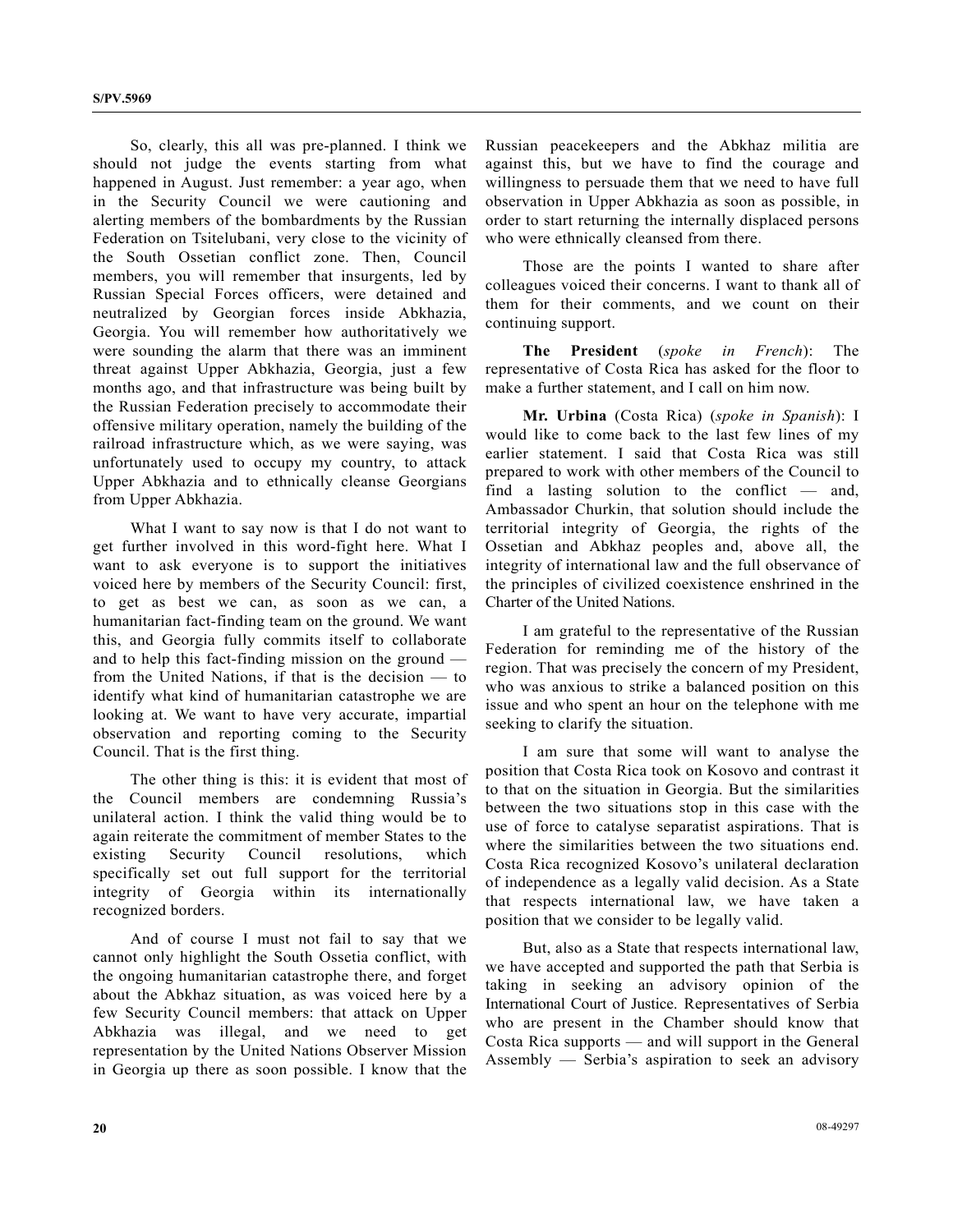So, clearly, this all was pre-planned. I think we should not judge the events starting from what happened in August. Just remember: a year ago, when in the Security Council we were cautioning and alerting members of the bombardments by the Russian Federation on Tsitelubani, very close to the vicinity of the South Ossetian conflict zone. Then, Council members, you will remember that insurgents, led by Russian Special Forces officers, were detained and neutralized by Georgian forces inside Abkhazia, Georgia. You will remember how authoritatively we were sounding the alarm that there was an imminent threat against Upper Abkhazia, Georgia, just a few months ago, and that infrastructure was being built by the Russian Federation precisely to accommodate their offensive military operation, namely the building of the railroad infrastructure which, as we were saying, was unfortunately used to occupy my country, to attack Upper Abkhazia and to ethnically cleanse Georgians from Upper Abkhazia.

What I want to say now is that I do not want to get further involved in this word-fight here. What I want to ask everyone is to support the initiatives voiced here by members of the Security Council: first, to get as best we can, as soon as we can, a humanitarian fact-finding team on the ground. We want this, and Georgia fully commits itself to collaborate and to help this fact-finding mission on the ground — from the United Nations, if that is the decision — to identify what kind of humanitarian catastrophe we are looking at. We want to have very accurate, impartial observation and reporting coming to the Security Council. That is the first thing.

The other thing is this: it is evident that most of the Council members are condemning Russia's unilateral action. I think the valid thing would be to again reiterate the commitment of member States to the existing Security Council resolutions, which specifically set out full support for the territorial integrity of Georgia within its internationally recognized borders.

And of course I must not fail to say that we cannot only highlight the South Ossetia conflict, with the ongoing humanitarian catastrophe there, and forget about the Abkhaz situation, as was voiced here by a few Security Council members: that attack on Upper Abkhazia was illegal, and we need to get representation by the United Nations Observer Mission in Georgia up there as soon possible. I know that the Russian peacekeepers and the Abkhaz militia are against this, but we have to find the courage and willingness to persuade them that we need to have full observation in Upper Abkhazia as soon as possible, in order to start returning the internally displaced persons who were ethnically cleansed from there.

Those are the points I wanted to share after colleagues voiced their concerns. I want to thank all of them for their comments, and we count on their continuing support.

**The President** (*spoke in French*): The representative of Costa Rica has asked for the floor to make a further statement, and I call on him now.

**Mr. Urbina** (Costa Rica) (*spoke in Spanish*): I would like to come back to the last few lines of my earlier statement. I said that Costa Rica was still prepared to work with other members of the Council to find a lasting solution to the conflict — and, Ambassador Churkin, that solution should include the territorial integrity of Georgia, the rights of the Ossetian and Abkhaz peoples and, above all, the integrity of international law and the full observance of the principles of civilized coexistence enshrined in the Charter of the United Nations.

I am grateful to the representative of the Russian Federation for reminding me of the history of the region. That was precisely the concern of my President, who was anxious to strike a balanced position on this issue and who spent an hour on the telephone with me seeking to clarify the situation.

I am sure that some will want to analyse the position that Costa Rica took on Kosovo and contrast it to that on the situation in Georgia. But the similarities between the two situations stop in this case with the use of force to catalyse separatist aspirations. That is where the similarities between the two situations end. Costa Rica recognized Kosovo's unilateral declaration of independence as a legally valid decision. As a State that respects international law, we have taken a position that we consider to be legally valid.

But, also as a State that respects international law, we have accepted and supported the path that Serbia is taking in seeking an advisory opinion of the International Court of Justice. Representatives of Serbia who are present in the Chamber should know that Costa Rica supports — and will support in the General Assembly — Serbia's aspiration to seek an advisory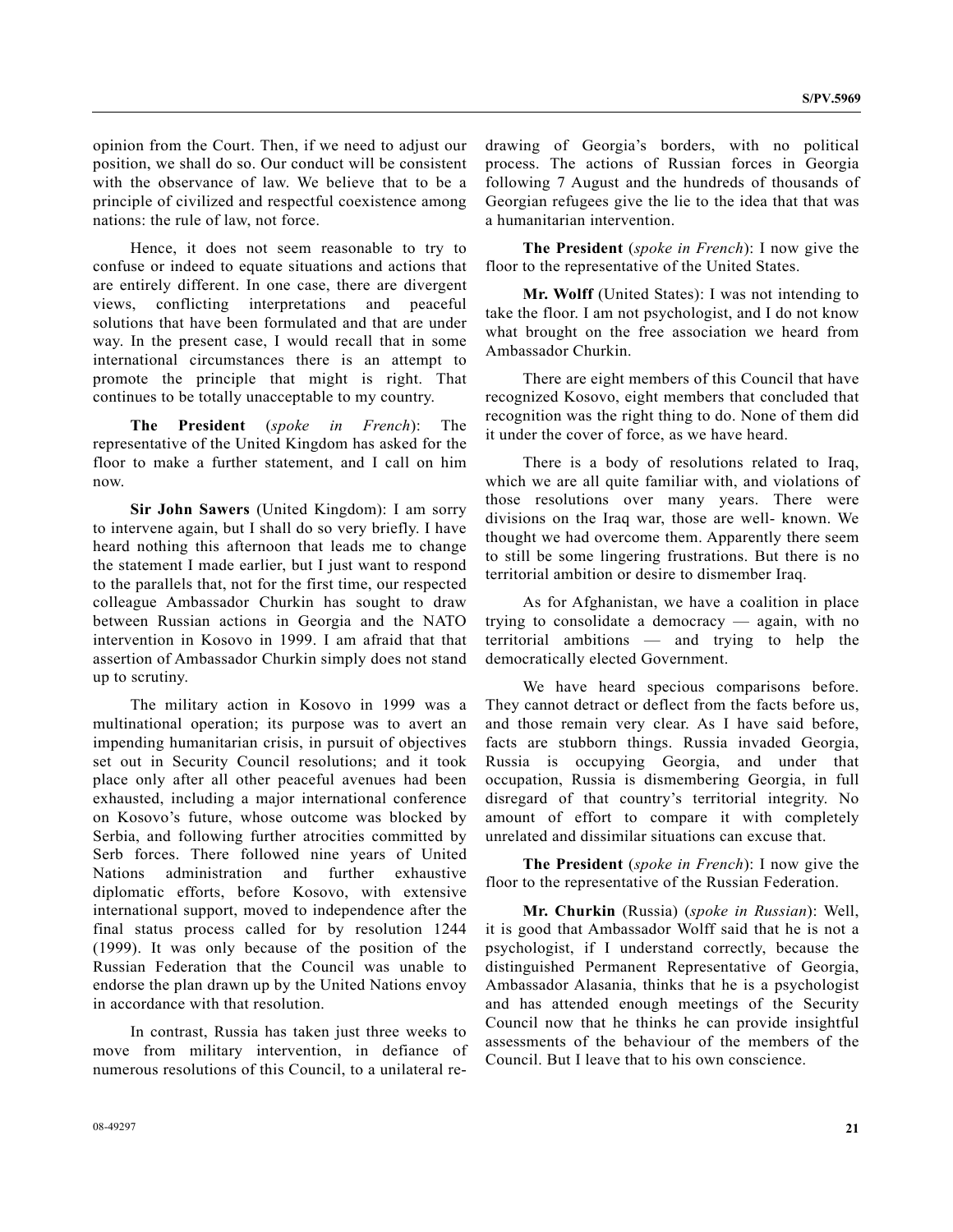opinion from the Court. Then, if we need to adjust our position, we shall do so. Our conduct will be consistent with the observance of law. We believe that to be a principle of civilized and respectful coexistence among nations: the rule of law, not force.

Hence, it does not seem reasonable to try to confuse or indeed to equate situations and actions that are entirely different. In one case, there are divergent views, conflicting interpretations and peaceful solutions that have been formulated and that are under way. In the present case, I would recall that in some international circumstances there is an attempt to promote the principle that might is right. That continues to be totally unacceptable to my country.

**The President** (*spoke in French*): The representative of the United Kingdom has asked for the floor to make a further statement, and I call on him now.

**Sir John Sawers** (United Kingdom): I am sorry to intervene again, but I shall do so very briefly. I have heard nothing this afternoon that leads me to change the statement I made earlier, but I just want to respond to the parallels that, not for the first time, our respected colleague Ambassador Churkin has sought to draw between Russian actions in Georgia and the NATO intervention in Kosovo in 1999. I am afraid that that assertion of Ambassador Churkin simply does not stand up to scrutiny.

The military action in Kosovo in 1999 was a multinational operation; its purpose was to avert an impending humanitarian crisis, in pursuit of objectives set out in Security Council resolutions; and it took place only after all other peaceful avenues had been exhausted, including a major international conference on Kosovo's future, whose outcome was blocked by Serbia, and following further atrocities committed by Serb forces. There followed nine years of United Nations administration and further exhaustive diplomatic efforts, before Kosovo, with extensive international support, moved to independence after the final status process called for by resolution 1244 (1999). It was only because of the position of the Russian Federation that the Council was unable to endorse the plan drawn up by the United Nations envoy in accordance with that resolution.

In contrast, Russia has taken just three weeks to move from military intervention, in defiance of numerous resolutions of this Council, to a unilateral re-drawing of Georgia's borders, with no political process. The actions of Russian forces in Georgia following 7 August and the hundreds of thousands of Georgian refugees give the lie to the idea that that was a humanitarian intervention.

**The President** (*spoke in French*): I now give the floor to the representative of the United States.

**Mr. Wolff** (United States): I was not intending to take the floor. I am not psychologist, and I do not know what brought on the free association we heard from Ambassador Churkin.

There are eight members of this Council that have recognized Kosovo, eight members that concluded that recognition was the right thing to do. None of them did it under the cover of force, as we have heard.

There is a body of resolutions related to Iraq, which we are all quite familiar with, and violations of those resolutions over many years. There were divisions on the Iraq war, those are well- known. We thought we had overcome them. Apparently there seem to still be some lingering frustrations. But there is no territorial ambition or desire to dismember Iraq.

As for Afghanistan, we have a coalition in place trying to consolidate a democracy — again, with no territorial ambitions — and trying to help the democratically elected Government.

We have heard specious comparisons before. They cannot detract or deflect from the facts before us, and those remain very clear. As I have said before, facts are stubborn things. Russia invaded Georgia, Russia is occupying Georgia, and under that occupation, Russia is dismembering Georgia, in full disregard of that country's territorial integrity. No amount of effort to compare it with completely unrelated and dissimilar situations can excuse that.

**The President** (*spoke in French*): I now give the floor to the representative of the Russian Federation.

**Mr. Churkin** (Russia) (*spoke in Russian*): Well, it is good that Ambassador Wolff said that he is not a psychologist, if I understand correctly, because the distinguished Permanent Representative of Georgia, Ambassador Alasania, thinks that he is a psychologist and has attended enough meetings of the Security Council now that he thinks he can provide insightful assessments of the behaviour of the members of the Council. But I leave that to his own conscience.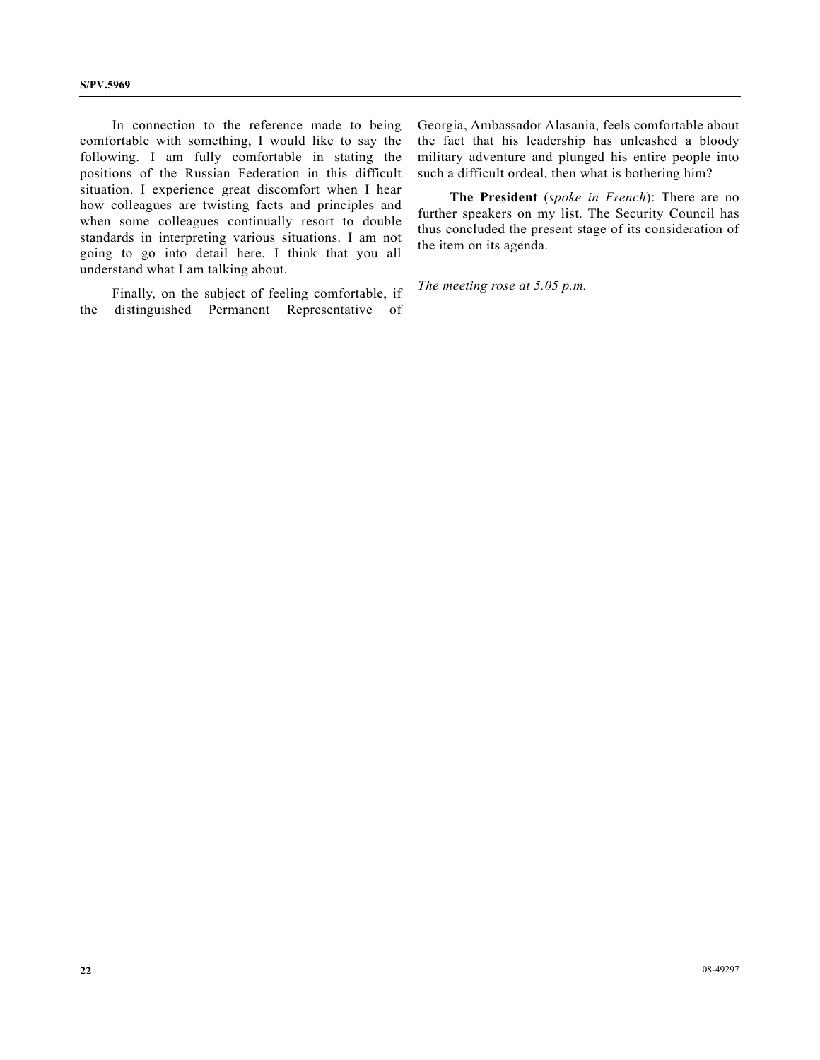In connection to the reference made to being comfortable with something, I would like to say the following. I am fully comfortable in stating the positions of the Russian Federation in this difficult situation. I experience great discomfort when I hear how colleagues are twisting facts and principles and when some colleagues continually resort to double standards in interpreting various situations. I am not going to go into detail here. I think that you all understand what I am talking about.

Finally, on the subject of feeling comfortable, if the distinguished Permanent Representative of Georgia, Ambassador Alasania, feels comfortable about the fact that his leadership has unleashed a bloody military adventure and plunged his entire people into such a difficult ordeal, then what is bothering him?

**The President** (*spoke in French*): There are no further speakers on my list. The Security Council has thus concluded the present stage of its consideration of the item on its agenda.

*The meeting rose at 5.05 p.m.*